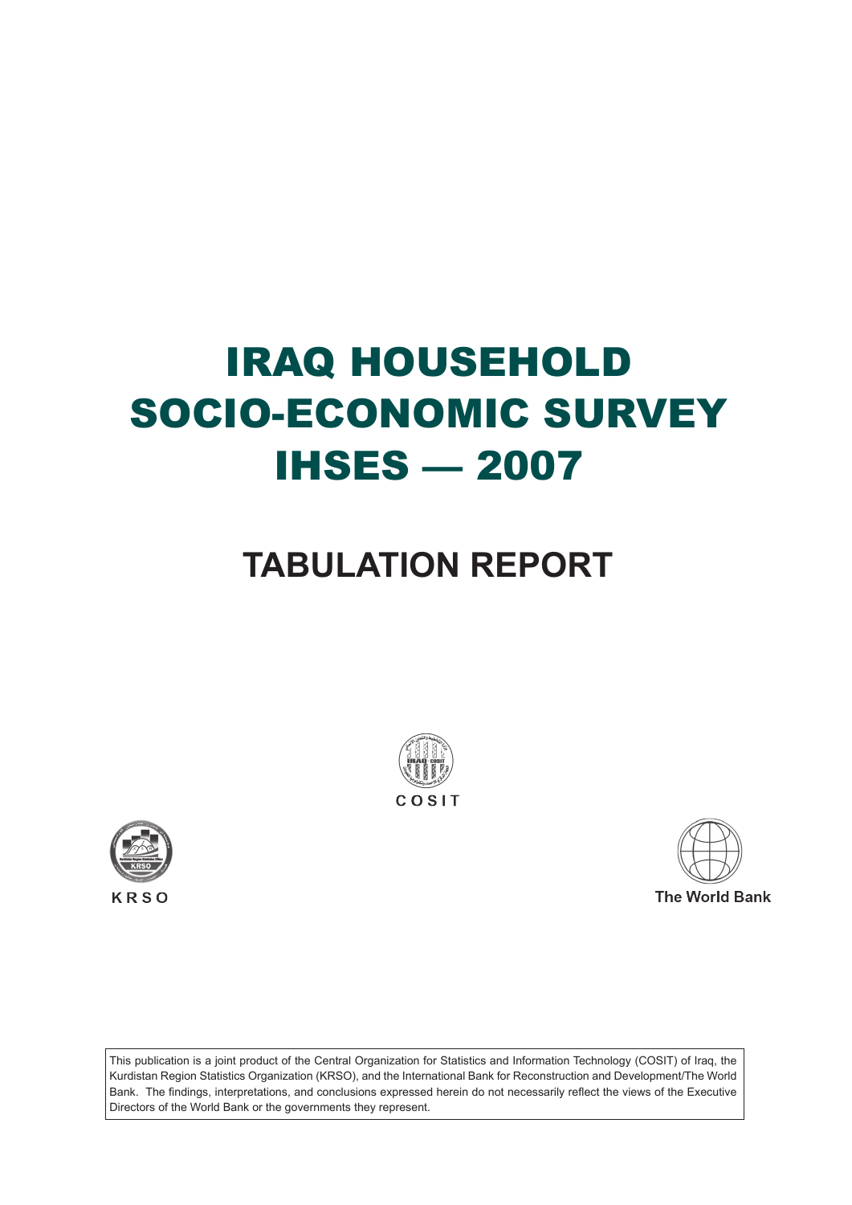# IRAQ HOUSEHOLD SOCIO-ECONOMIC SURVEY IHSES — 2007

## TABULATION REPORT

COSIT

KRSO

The World Bank

This publication is a joint product of the Central Organization for Statistics and Information Technology (COSIT) of Iraq, the Kurdistan Region Statistics Organization (KRSO), and the International Bank for Reconstruction and Development/The World Bank. The findings, interpretations, and conclusions expressed herein do not necessarily reflect the views of the Executive Directors of the World Bank or the governments they represent.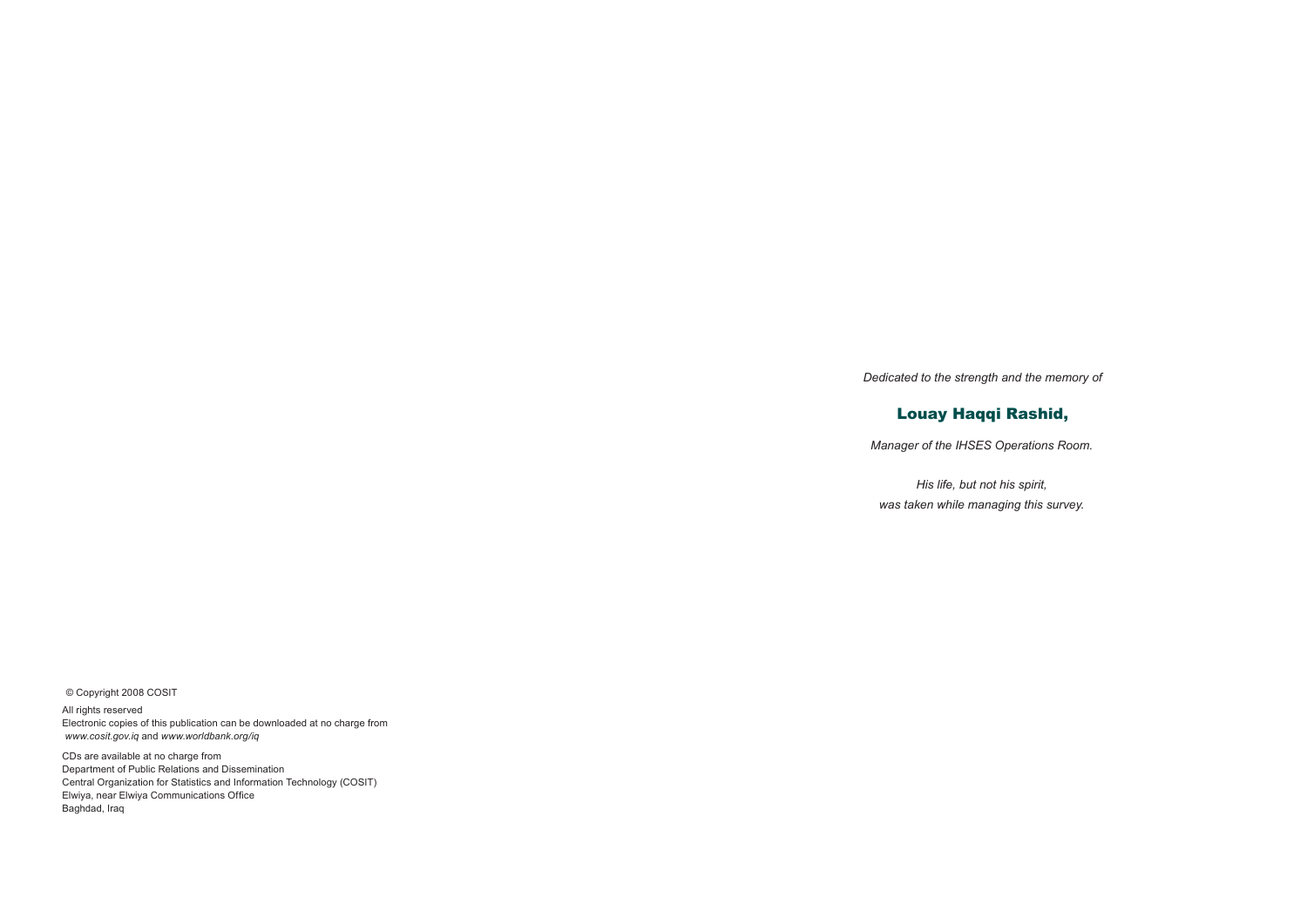*Dedicated to the strength and the memory of*

**Louay Haqqi Rashid,**

*Manager of the IHSES Operations Room.*

*His life, but not his spirit,*
*was taken while managing this survey.*

© Copyright 2008 COSIT

All rights reserved
Electronic copies of this publication can be downloaded at no charge from
*www.cosit.gov.iq* and *www.worldbank.org/iq*

CDs are available at no charge from
Department of Public Relations and Dissemination
Central Organization for Statistics and Information Technology (COSIT)
Elwiya, near Elwiya Communications Office
Baghdad, Iraq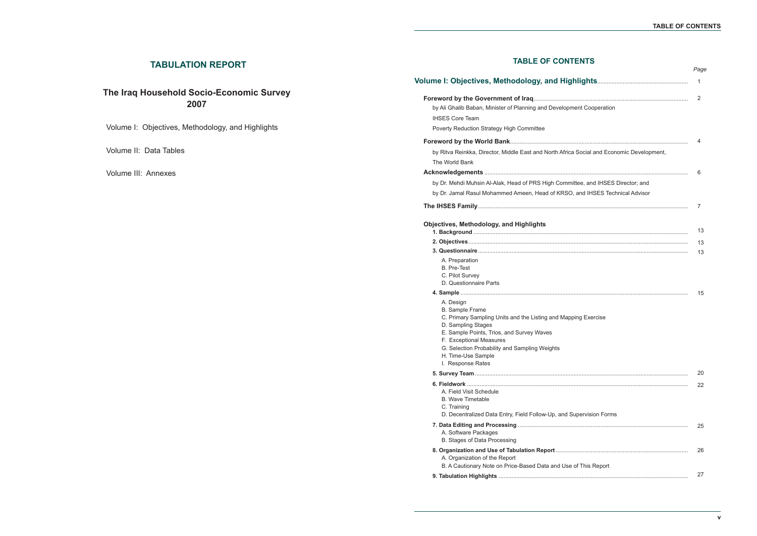## TABULATION REPORT

## The Iraq Household Socio-Economic Survey 2007

Volume I: Objectives, Methodology, and Highlights

Volume II: Data Tables

Volume III: Annexes

## TABLE OF CONTENTS

| | Page |
|---|---|
| **Volume I: Objectives, Methodology, and Highlights** | 1 |
| **Foreword by the Government of Iraq** | 2 |
| by Ali Ghalib Baban, Minister of Planning and Development Cooperation | |
| IHSES Core Team | |
| Poverty Reduction Strategy High Committee | |
| **Foreword by the World Bank** | 4 |
| by Ritva Reinkka, Director, Middle East and North Africa Social and Economic Development, The World Bank | |
| **Acknowledgements** | 6 |
| by Dr. Mehdi Muhsin Al-Alak, Head of PRS High Committee, and IHSES Director; and | |
| by Dr. Jamal Rasul Mohammed Ameen, Head of KRSO, and IHSES Technical Advisor | |
| **The IHSES Family** | 7 |
| **Objectives, Methodology, and Highlights** | |
| **1. Background** | 13 |
| **2. Objectives** | 13 |
| **3. Questionnaire** | 13 |
| A. Preparation | |
| B. Pre-Test | |
| C. Pilot Survey | |
| D. Questionnaire Parts | |
| **4. Sample** | 15 |
| A. Design | |
| B. Sample Frame | |
| C. Primary Sampling Units and the Listing and Mapping Exercise | |
| D. Sampling Stages | |
| E. Sample Points, Trios, and Survey Waves | |
| F. Exceptional Measures | |
| G. Selection Probability and Sampling Weights | |
| H. Time-Use Sample | |
| I. Response Rates | |
| **5. Survey Team** | 20 |
| **6. Fieldwork** | 22 |
| A. Field Visit Schedule | |
| B. Wave Timetable | |
| C. Training | |
| D. Decentralized Data Entry, Field Follow-Up, and Supervision Forms | |
| **7. Data Editing and Processing** | 25 |
| A. Software Packages | |
| B. Stages of Data Processing | |
| **8. Organization and Use of Tabulation Report** | 26 |
| A. Organization of the Report | |
| B. A Cautionary Note on Price-Based Data and Use of This Report | |
| **9. Tabulation Highlights** | 27 |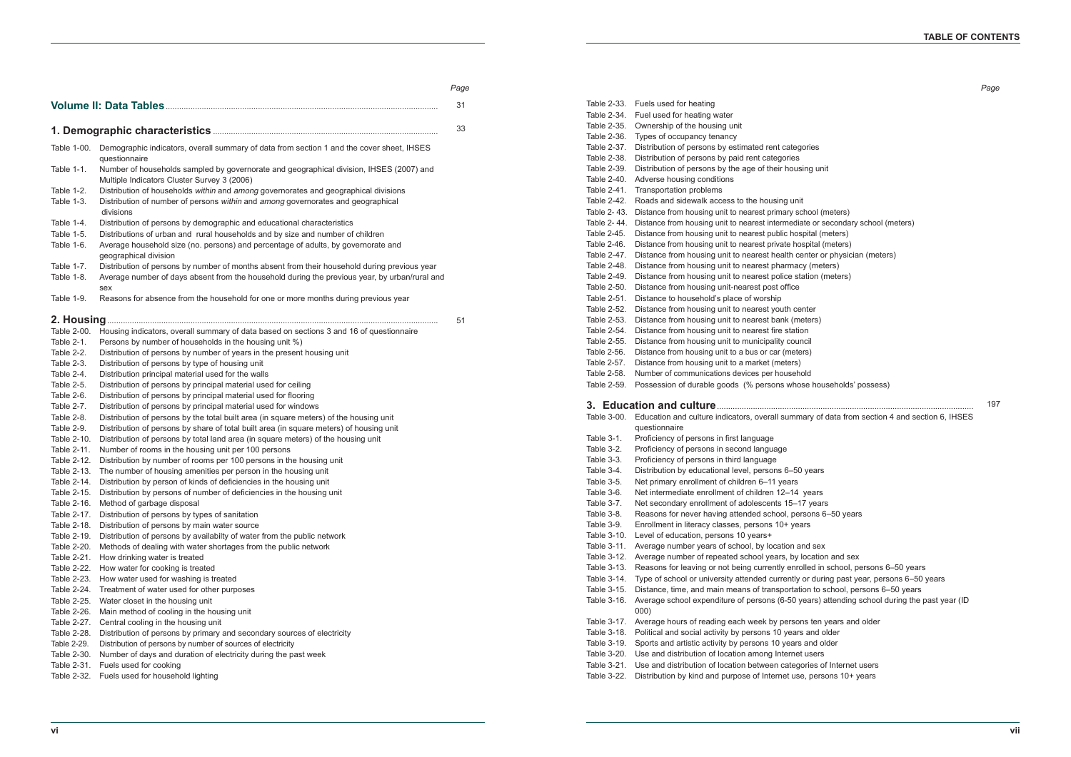# TABLE OF CONTENTS

| | | Page |
|---|---|---|
| **Volume II: Data Tables** | | 31 |
| **1. Demographic characteristics** | | 33 |
| Table 1-00. | Demographic indicators, overall summary of data from section 1 and the cover sheet, IHSES questionnaire | |
| Table 1-1. | Number of households sampled by governorate and geographical division, IHSES (2007) and Multiple Indicators Cluster Survey 3 (2006) | |
| Table 1-2. | Distribution of households *within* and *among* governorates and geographical divisions | |
| Table 1-3. | Distribution of number of persons *within* and *among* governorates and geographical divisions | |
| Table 1-4. | Distribution of persons by demographic and educational characteristics | |
| Table 1-5. | Distributions of urban and rural households and by size and number of children | |
| Table 1-6. | Average household size (no. persons) and percentage of adults, by governorate and geographical division | |
| Table 1-7. | Distribution of persons by number of months absent from their household during previous year | |
| Table 1-8. | Average number of days absent from the household during the previous year, by urban/rural and sex | |
| Table 1-9. | Reasons for absence from the household for one or more months during previous year | |
| **2. Housing** | | 51 |
| Table 2-00. | Housing indicators, overall summary of data based on sections 3 and 16 of questionnaire | |
| Table 2-1. | Persons by number of households in the housing unit %) | |
| Table 2-2. | Distribution of persons by number of years in the present housing unit | |
| Table 2-3. | Distribution of persons by type of housing unit | |
| Table 2-4. | Distribution principal material used for the walls | |
| Table 2-5. | Distribution of persons by principal material used for ceiling | |
| Table 2-6. | Distribution of persons by principal material used for flooring | |
| Table 2-7. | Distribution of persons by principal material used for windows | |
| Table 2-8. | Distribution of persons by the total built area (in square meters) of the housing unit | |
| Table 2-9. | Distribution of persons by share of total built area (in square meters) of housing unit | |
| Table 2-10. | Distribution of persons by total land area (in square meters) of the housing unit | |
| Table 2-11. | Number of rooms in the housing unit per 100 persons | |
| Table 2-12. | Distribution by number of rooms per 100 persons in the housing unit | |
| Table 2-13. | The number of housing amenities per person in the housing unit | |
| Table 2-14. | Distribution by person of kinds of deficiencies in the housing unit | |
| Table 2-15. | Distribution by persons of number of deficiencies in the housing unit | |
| Table 2-16. | Method of garbage disposal | |
| Table 2-17. | Distribution of persons by types of sanitation | |
| Table 2-18. | Distribution of persons by main water source | |
| Table 2-19. | Distribution of persons by availabilty of water from the public network | |
| Table 2-20. | Methods of dealing with water shortages from the public network | |
| Table 2-21. | How drinking water is treated | |
| Table 2-22. | How water for cooking is treated | |
| Table 2-23. | How water used for washing is treated | |
| Table 2-24. | Treatment of water used for other purposes | |
| Table 2-25. | Water closet in the housing unit | |
| Table 2-26. | Main method of cooling in the housing unit | |
| Table 2-27. | Central cooling in the housing unit | |
| Table 2-28. | Distribution of persons by primary and secondary sources of electricity | |
| Table 2-29. | Distribution of persons by number of sources of electricity | |
| Table 2-30. | Number of days and duration of electricity during the past week | |
| Table 2-31. | Fuels used for cooking | |
| Table 2-32. | Fuels used for household lighting | |
| Table 2-33. | Fuels used for heating | |
| Table 2-34. | Fuel used for heating water | |
| Table 2-35. | Ownership of the housing unit | |
| Table 2-36. | Types of occupancy tenancy | |
| Table 2-37. | Distribution of persons by estimated rent categories | |
| Table 2-38. | Distribution of persons by paid rent categories | |
| Table 2-39. | Distribution of persons by the age of their housing unit | |
| Table 2-40. | Adverse housing conditions | |
| Table 2-41. | Transportation problems | |
| Table 2-42. | Roads and sidewalk access to the housing unit | |
| Table 2- 43. | Distance from housing unit to nearest primary school (meters) | |
| Table 2- 44. | Distance from housing unit to nearest intermediate or secondary school (meters) | |
| Table 2-45. | Distance from housing unit to nearest public hospital (meters) | |
| Table 2-46. | Distance from housing unit to nearest private hospital (meters) | |
| Table 2-47. | Distance from housing unit to nearest health center or physician (meters) | |
| Table 2-48. | Distance from housing unit to nearest pharmacy (meters) | |
| Table 2-49. | Distance from housing unit to nearest police station (meters) | |
| Table 2-50. | Distance from housing unit-nearest post office | |
| Table 2-51. | Distance to household's place of worship | |
| Table 2-52. | Distance from housing unit to nearest youth center | |
| Table 2-53. | Distance from housing unit to nearest bank (meters) | |
| Table 2-54. | Distance from housing unit to nearest fire station | |
| Table 2-55. | Distance from housing unit to municipality council | |
| Table 2-56. | Distance from housing unit to a bus or car (meters) | |
| Table 2-57. | Distance from housing unit to a market (meters) | |
| Table 2-58. | Number of communications devices per household | |
| Table 2-59. | Possession of durable goods (% persons whose households' possess) | |
| **3. Education and culture** | | 197 |
| Table 3-00. | Education and culture indicators, overall summary of data from section 4 and section 6, IHSES questionnaire | |
| Table 3-1. | Proficiency of persons in first language | |
| Table 3-2. | Proficiency of persons in second language | |
| Table 3-3. | Proficiency of persons in third language | |
| Table 3-4. | Distribution by educational level, persons 6–50 years | |
| Table 3-5. | Net primary enrollment of children 6–11 years | |
| Table 3-6. | Net intermediate enrollment of children 12–14 years | |
| Table 3-7. | Net secondary enrollment of adolescents 15–17 years | |
| Table 3-8. | Reasons for never having attended school, persons 6–50 years | |
| Table 3-9. | Enrollment in literacy classes, persons 10+ years | |
| Table 3-10. | Level of education, persons 10 years+ | |
| Table 3-11. | Average number years of school, by location and sex | |
| Table 3-12. | Average number of repeated school years, by location and sex | |
| Table 3-13. | Reasons for leaving or not being currently enrolled in school, persons 6–50 years | |
| Table 3-14. | Type of school or university attended currently or during past year, persons 6–50 years | |
| Table 3-15. | Distance, time, and main means of transportation to school, persons 6–50 years | |
| Table 3-16. | Average school expenditure of persons (6-50 years) attending school during the past year (ID 000) | |
| Table 3-17. | Average hours of reading each week by persons ten years and older | |
| Table 3-18. | Political and social activity by persons 10 years and older | |
| Table 3-19. | Sports and artistic activity by persons 10 years and older | |
| Table 3-20. | Use and distribution of location among Internet users | |
| Table 3-21. | Use and distribution of location between categories of Internet users | |
| Table 3-22. | Distribution by kind and purpose of Internet use, persons 10+ years | |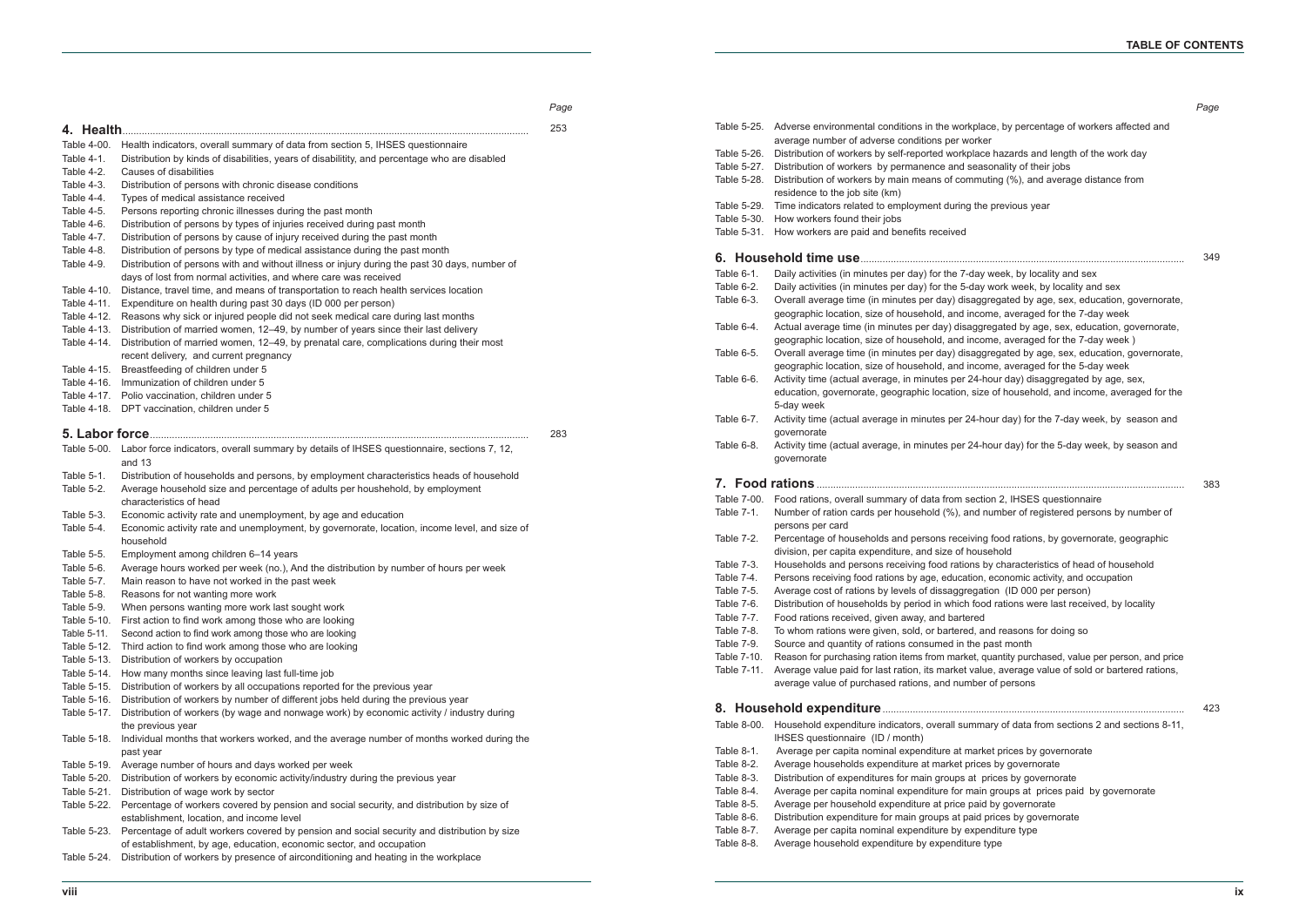| | | Page |
|---|---|---|
| **4. Health** | | 253 |
| Table 4-00. | Health indicators, overall summary of data from section 5, IHSES questionnaire | |
| Table 4-1. | Distribution by kinds of disabilities, years of disabilitity, and percentage who are disabled | |
| Table 4-2. | Causes of disabilities | |
| Table 4-3. | Distribution of persons with chronic disease conditions | |
| Table 4-4. | Types of medical assistance received | |
| Table 4-5. | Persons reporting chronic illnesses during the past month | |
| Table 4-6. | Distribution of persons by types of injuries received during past month | |
| Table 4-7. | Distribution of persons by cause of injury received during the past month | |
| Table 4-8. | Distribution of persons by type of medical assistance during the past month | |
| Table 4-9. | Distribution of persons with and without illness or injury during the past 30 days, number of days of lost from normal activities, and where care was received | |
| Table 4-10. | Distance, travel time, and means of transportation to reach health services location | |
| Table 4-11. | Expenditure on health during past 30 days (ID 000 per person) | |
| Table 4-12. | Reasons why sick or injured people did not seek medical care during last months | |
| Table 4-13. | Distribution of married women, 12–49, by number of years since their last delivery | |
| Table 4-14. | Distribution of married women, 12–49, by prenatal care, complications during their most recent delivery, and current pregnancy | |
| Table 4-15. | Breastfeeding of children under 5 | |
| Table 4-16. | Immunization of children under 5 | |
| Table 4-17. | Polio vaccination, children under 5 | |
| Table 4-18. | DPT vaccination, children under 5 | |
| **5. Labor force** | | 283 |
| Table 5-00. | Labor force indicators, overall summary by details of IHSES questionnaire, sections 7, 12, and 13 | |
| Table 5-1. | Distribution of households and persons, by employment characteristics heads of household | |
| Table 5-2. | Average household size and percentage of adults per household, by employment characteristics of head | |
| Table 5-3. | Economic activity rate and unemployment, by age and education | |
| Table 5-4. | Economic activity rate and unemployment, by governorate, location, income level, and size of household | |
| Table 5-5. | Employment among children 6–14 years | |
| Table 5-6. | Average hours worked per week (no.), And the distribution by number of hours per week | |
| Table 5-7. | Main reason to have not worked in the past week | |
| Table 5-8. | Reasons for not wanting more work | |
| Table 5-9. | When persons wanting more work last sought work | |
| Table 5-10. | First action to find work among those who are looking | |
| Table 5-11. | Second action to find work among those who are looking | |
| Table 5-12. | Third action to find work among those who are looking | |
| Table 5-13. | Distribution of workers by occupation | |
| Table 5-14. | How many months since leaving last full-time job | |
| Table 5-15. | Distribution of workers by all occupations reported for the previous year | |
| Table 5-16. | Distribution of workers by number of different jobs held during the previous year | |
| Table 5-17. | Distribution of workers (by wage and nonwage work) by economic activity / industry during the previous year | |
| Table 5-18. | Individual months that workers worked, and the average number of months worked during the past year | |
| Table 5-19. | Average number of hours and days worked per week | |
| Table 5-20. | Distribution of workers by economic activity/industry during the previous year | |
| Table 5-21. | Distribution of wage work by sector | |
| Table 5-22. | Percentage of workers covered by pension and social security, and distribution by size of establishment, location, and income level | |
| Table 5-23. | Percentage of adult workers covered by pension and social security and distribution by size of establishment, by age, education, economic sector, and occupation | |
| Table 5-24. | Distribution of workers by presence of airconditioning and heating in the workplace | |
| Table 5-25. | Adverse environmental conditions in the workplace, by percentage of workers affected and average number of adverse conditions per worker | |
| Table 5-26. | Distribution of workers by self-reported workplace hazards and length of the work day | |
| Table 5-27. | Distribution of workers by permanence and seasonality of their jobs | |
| Table 5-28. | Distribution of workers by main means of commuting (%), and average distance from residence to the job site (km) | |
| Table 5-29. | Time indicators related to employment during the previous year | |
| Table 5-30. | How workers found their jobs | |
| Table 5-31. | How workers are paid and benefits received | |
| **6. Household time use** | | 349 |
| Table 6-1. | Daily activities (in minutes per day) for the 7-day week, by locality and sex | |
| Table 6-2. | Daily activities (in minutes per day) for the 5-day work week, by locality and sex | |
| Table 6-3. | Overall average time (in minutes per day) disaggregated by age, sex, education, governorate, geographic location, size of household, and income, averaged for the 7-day week | |
| Table 6-4. | Actual average time (in minutes per day) disaggregated by age, sex, education, governorate, geographic location, size of household, and income, averaged for the 7-day week ) | |
| Table 6-5. | Overall average time (in minutes per day) disaggregated by age, sex, education, governorate, geographic location, size of household, and income, averaged for the 5-day week | |
| Table 6-6. | Activity time (actual average, in minutes per 24-hour day) disaggregated by age, sex, education, governorate, geographic location, size of household, and income, averaged for the 5-day week | |
| Table 6-7. | Activity time (actual average in minutes per 24-hour day) for the 7-day week, by season and governorate | |
| Table 6-8. | Activity time (actual average, in minutes per 24-hour day) for the 5-day week, by season and governorate | |
| **7. Food rations** | | 383 |
| Table 7-00. | Food rations, overall summary of data from section 2, IHSES questionnaire | |
| Table 7-1. | Number of ration cards per household (%), and number of registered persons by number of persons per card | |
| Table 7-2. | Percentage of households and persons receiving food rations, by governorate, geographic division, per capita expenditure, and size of household | |
| Table 7-3. | Households and persons receiving food rations by characteristics of head of household | |
| Table 7-4. | Persons receiving food rations by age, education, economic activity, and occupation | |
| Table 7-5. | Average cost of rations by levels of dissaggregation (ID 000 per person) | |
| Table 7-6. | Distribution of households by period in which food rations were last received, by locality | |
| Table 7-7. | Food rations received, given away, and bartered | |
| Table 7-8. | To whom rations were given, sold, or bartered, and reasons for doing so | |
| Table 7-9. | Source and quantity of rations consumed in the past month | |
| Table 7-10. | Reason for purchasing ration items from market, quantity purchased, value per person, and price | |
| Table 7-11. | Average value paid for last ration, its market value, average value of sold or bartered rations, average value of purchased rations, and number of persons | |
| **8. Household expenditure** | | 423 |
| Table 8-00. | Household expenditure indicators, overall summary of data from sections 2 and sections 8-11, IHSES questionnaire (ID / month) | |
| Table 8-1. | Average per capita nominal expenditure at market prices by governorate | |
| Table 8-2. | Average households expenditure at market prices by governorate | |
| Table 8-3. | Distribution of expenditures for main groups at prices by governorate | |
| Table 8-4. | Average per capita nominal expenditure for main groups at prices paid by governorate | |
| Table 8-5. | Average per household expenditure at price paid by governorate | |
| Table 8-6. | Distribution expenditure for main groups at paid prices by governorate | |
| Table 8-7. | Average per capita nominal expenditure by expenditure type | |
| Table 8-8. | Average household expenditure by expenditure type | |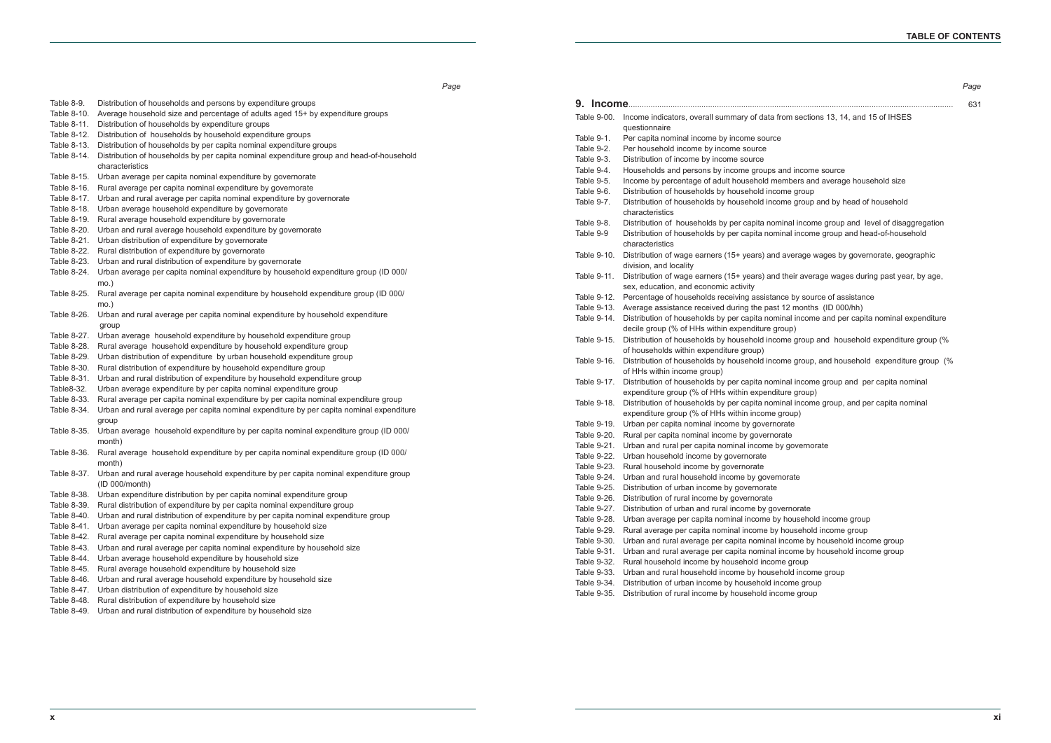Page

Table 8-9. Distribution of households and persons by expenditure groups
Table 8-10. Average household size and percentage of adults aged 15+ by expenditure groups
Table 8-11. Distribution of households by expenditure groups
Table 8-12. Distribution of households by household expenditure groups
Table 8-13. Distribution of households by per capita nominal expenditure groups
Table 8-14. Distribution of households by per capita nominal expenditure group and head-of-household characteristics
Table 8-15. Urban average per capita nominal expenditure by governorate
Table 8-16. Rural average per capita nominal expenditure by governorate
Table 8-17. Urban and rural average per capita nominal expenditure by governorate
Table 8-18. Urban average household expenditure by governorate
Table 8-19. Rural average household expenditure by governorate
Table 8-20. Urban and rural average household expenditure by governorate
Table 8-21. Urban distribution of expenditure by governorate
Table 8-22. Rural distribution of expenditure by governorate
Table 8-23. Urban and rural distribution of expenditure by governorate
Table 8-24. Urban average per capita nominal expenditure by household expenditure group (ID 000/mo.)
Table 8-25. Rural average per capita nominal expenditure by household expenditure group (ID 000/mo.)
Table 8-26. Urban and rural average per capita nominal expenditure by household expenditure group
Table 8-27. Urban average household expenditure by household expenditure group
Table 8-28. Rural average household expenditure by household expenditure group
Table 8-29. Urban distribution of expenditure by urban household expenditure group
Table 8-30. Rural distribution of expenditure by household expenditure group
Table 8-31. Urban and rural distribution of expenditure by household expenditure group
Table8-32. Urban average expenditure by per capita nominal expenditure group
Table 8-33. Rural average per capita nominal expenditure by per capita nominal expenditure group
Table 8-34. Urban and rural average per capita nominal expenditure by per capita nominal expenditure group
Table 8-35. Urban average household expenditure by per capita nominal expenditure group (ID 000/month)
Table 8-36. Rural average household expenditure by per capita nominal expenditure group (ID 000/month)
Table 8-37. Urban and rural average household expenditure by per capita nominal expenditure group (ID 000/month)
Table 8-38. Urban expenditure distribution by per capita nominal expenditure group
Table 8-39. Rural distribution of expenditure by per capita nominal expenditure group
Table 8-40. Urban and rural distribution of expenditure by per capita nominal expenditure group
Table 8-41. Urban average per capita nominal expenditure by household size
Table 8-42. Rural average per capita nominal expenditure by household size
Table 8-43. Urban and rural average per capita nominal expenditure by household size
Table 8-44. Urban average household expenditure by household size
Table 8-45. Rural average household expenditure by household size
Table 8-46. Urban and rural average household expenditure by household size
Table 8-47. Urban distribution of expenditure by household size
Table 8-48. Rural distribution of expenditure by household size
Table 8-49. Urban and rural distribution of expenditure by household size

## TABLE OF CONTENTS

Page

**9. Income** ........ 631

Table 9-00. Income indicators, overall summary of data from sections 13, 14, and 15 of IHSES questionnaire
Table 9-1. Per capita nominal income by income source
Table 9-2. Per household income by income source
Table 9-3. Distribution of income by income source
Table 9-4. Households and persons by income groups and income source
Table 9-5. Income by percentage of adult household members and average household size
Table 9-6. Distribution of households by household income group
Table 9-7. Distribution of households by household income group and by head of household characteristics
Table 9-8. Distribution of households by per capita nominal income group and level of disaggregation
Table 9-9 Distribution of households by per capita nominal income group and head-of-household characteristics
Table 9-10. Distribution of wage earners (15+ years) and average wages by governorate, geographic division, and locality
Table 9-11. Distribution of wage earners (15+ years) and their average wages during past year, by age, sex, education, and economic activity
Table 9-12. Percentage of households receiving assistance by source of assistance
Table 9-13. Average assistance received during the past 12 months (ID 000/hh)
Table 9-14. Distribution of households by per capita nominal income and per capita nominal expenditure decile group (% of HHs within expenditure group)
Table 9-15. Distribution of households by household income group and household expenditure group (% of households within expenditure group)
Table 9-16. Distribution of households by household income group, and household expenditure group (% of HHs within income group)
Table 9-17. Distribution of households by per capita nominal income group and per capita nominal expenditure group (% of HHs within expenditure group)
Table 9-18. Distribution of households by per capita nominal income group, and per capita nominal expenditure group (% of HHs within income group)
Table 9-19. Urban per capita nominal income by governorate
Table 9-20. Rural per capita nominal income by governorate
Table 9-21. Urban and rural per capita nominal income by governorate
Table 9-22. Urban household income by governorate
Table 9-23. Rural household income by governorate
Table 9-24. Urban and rural household income by governorate
Table 9-25. Distribution of urban income by governorate
Table 9-26. Distribution of rural income by governorate
Table 9-27. Distribution of urban and rural income by governorate
Table 9-28. Urban average per capita nominal income by household income group
Table 9-29. Rural average per capita nominal income by household income group
Table 9-30. Urban and rural average per capita nominal income by household income group
Table 9-31. Urban and rural average per capita nominal income by household income group
Table 9-32. Rural household income by household income group
Table 9-33. Urban and rural household income by household income group
Table 9-34. Distribution of urban income by household income group
Table 9-35. Distribution of rural income by household income group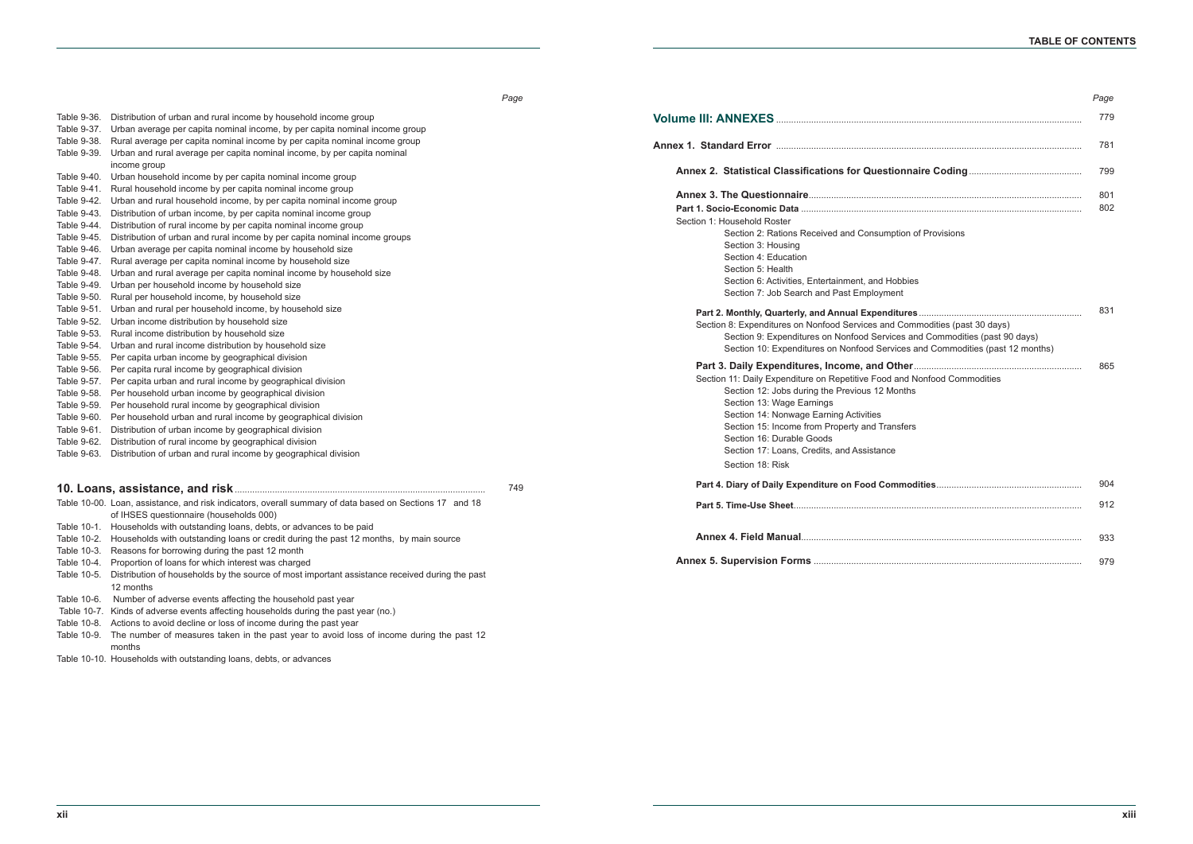| | | Page |
|---|---|---|
| Table 9-36. | Distribution of urban and rural income by household income group | |
| Table 9-37. | Urban average per capita nominal income, by per capita nominal income group | |
| Table 9-38. | Rural average per capita nominal income by per capita nominal income group | |
| Table 9-39. | Urban and rural average per capita nominal income, by per capita nominal income group | |
| Table 9-40. | Urban household income by per capita nominal income group | |
| Table 9-41. | Rural household income by per capita nominal income group | |
| Table 9-42. | Urban and rural household income, by per capita nominal income group | |
| Table 9-43. | Distribution of urban income, by per capita nominal income group | |
| Table 9-44. | Distribution of rural income by per capita nominal income group | |
| Table 9-45. | Distribution of urban and rural income by per capita nominal income groups | |
| Table 9-46. | Urban average per capita nominal income by household size | |
| Table 9-47. | Rural average per capita nominal income by household size | |
| Table 9-48. | Urban and rural average per capita nominal income by household size | |
| Table 9-49. | Urban per household income by household size | |
| Table 9-50. | Rural per household income, by household size | |
| Table 9-51. | Urban and rural per household income, by household size | |
| Table 9-52. | Urban income distribution by household size | |
| Table 9-53. | Rural income distribution by household size | |
| Table 9-54. | Urban and rural income distribution by household size | |
| Table 9-55. | Per capita urban income by geographical division | |
| Table 9-56. | Per capita rural income by geographical division | |
| Table 9-57. | Per capita urban and rural income by geographical division | |
| Table 9-58. | Per household urban income by geographical division | |
| Table 9-59. | Per household rural income by geographical division | |
| Table 9-60. | Per household urban and rural income by geographical division | |
| Table 9-61. | Distribution of urban income by geographical division | |
| Table 9-62. | Distribution of rural income by geographical division | |
| Table 9-63. | Distribution of urban and rural income by geographical division | |

**10. Loans, assistance, and risk** ........ 749

| | | |
|---|---|---|
| Table 10-00. | Loan, assistance, and risk indicators, overall summary of data based on Sections 17 and 18 of IHSES questionnaire (households 000) | |
| Table 10-1. | Households with outstanding loans, debts, or advances to be paid | |
| Table 10-2. | Households with outstanding loans or credit during the past 12 months, by main source | |
| Table 10-3. | Reasons for borrowing during the past 12 month | |
| Table 10-4. | Proportion of loans for which interest was charged | |
| Table 10-5. | Distribution of households by the source of most important assistance received during the past 12 months | |
| Table 10-6. | Number of adverse events affecting the household past year | |
| Table 10-7. | Kinds of adverse events affecting households during the past year (no.) | |
| Table 10-8. | Actions to avoid decline or loss of income during the past year | |
| Table 10-9. | The number of measures taken in the past year to avoid loss of income during the past 12 months | |
| Table 10-10. | Households with outstanding loans, debts, or advances | |

| | Page |
|---|---|
| **Volume III: ANNEXES** | 779 |
| **Annex 1. Standard Error** | 781 |
| **Annex 2. Statistical Classifications for Questionnaire Coding** | 799 |
| **Annex 3. The Questionnaire** | 801 |
| **Part 1. Socio-Economic Data** | 802 |
| Section 1: Household Roster | |
| Section 2: Rations Received and Consumption of Provisions | |
| Section 3: Housing | |
| Section 4: Education | |
| Section 5: Health | |
| Section 6: Activities, Entertainment, and Hobbies | |
| Section 7: Job Search and Past Employment | |
| **Part 2. Monthly, Quarterly, and Annual Expenditures** | 831 |
| Section 8: Expenditures on Nonfood Services and Commodities (past 30 days) | |
| Section 9: Expenditures on Nonfood Services and Commodities (past 90 days) | |
| Section 10: Expenditures on Nonfood Services and Commodities (past 12 months) | |
| **Part 3. Daily Expenditures, Income, and Other** | 865 |
| Section 11: Daily Expenditure on Repetitive Food and Nonfood Commodities | |
| Section 12: Jobs during the Previous 12 Months | |
| Section 13: Wage Earnings | |
| Section 14: Nonwage Earning Activities | |
| Section 15: Income from Property and Transfers | |
| Section 16: Durable Goods | |
| Section 17: Loans, Credits, and Assistance | |
| Section 18: Risk | |
| **Part 4. Diary of Daily Expenditure on Food Commodities** | 904 |
| **Part 5. Time-Use Sheet** | 912 |
| **Annex 4. Field Manual** | 933 |
| **Annex 5. Supervision Forms** | 979 |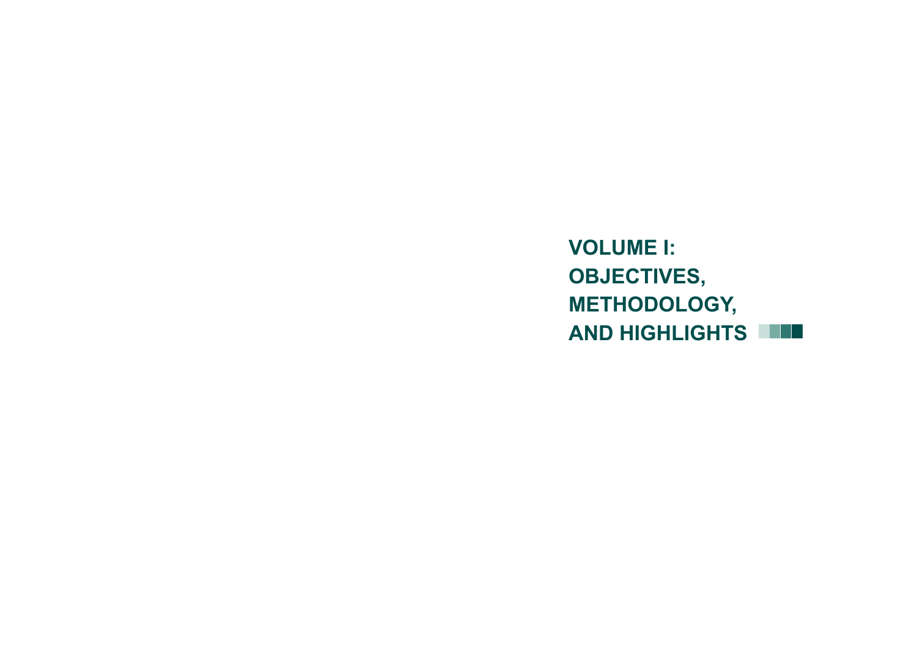# VOLUME I: OBJECTIVES, METHODOLOGY, AND HIGHLIGHTS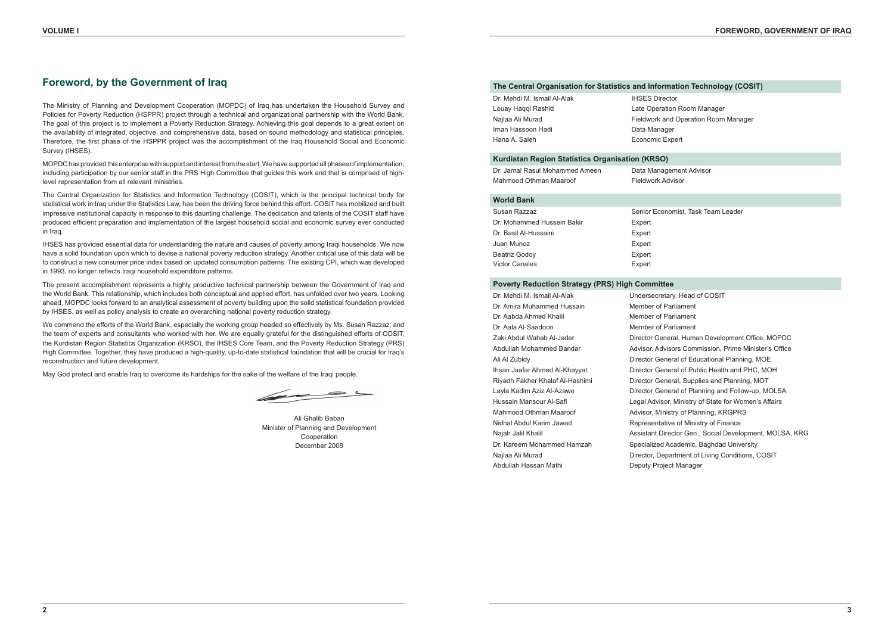# Foreword, by the Government of Iraq

The Ministry of Planning and Development Cooperation (MOPDC) of Iraq has undertaken the Household Survey and Policies for Poverty Reduction (HSPPR) project through a technical and organizational partnership with the World Bank. The goal of this project is to implement a Poverty Reduction Strategy. Achieving this goal depends to a great extent on the availability of integrated, objective, and comprehensive data, based on sound methodology and statistical principles. Therefore, the first phase of the HSPPR project was the accomplishment of the Iraq Household Social and Economic Survey (IHSES).

MOPDC has provided this enterprise with support and interest from the start. We have supported all phases of implementation, including participation by our senior staff in the PRS High Committee that guides this work and that is comprised of high-level representation from all relevant ministries.

The Central Organization for Statistics and Information Technology (COSIT), which is the principal technical body for statistical work in Iraq under the Statistics Law, has been the driving force behind this effort. COSIT has mobilized and built impressive institutional capacity in response to this daunting challenge. The dedication and talents of the COSIT staff have produced efficient preparation and implementation of the largest household social and economic survey ever conducted in Iraq.

IHSES has provided essential data for understanding the nature and causes of poverty among Iraqi households. We now have a solid foundation upon which to devise a national poverty reduction strategy. Another critical use of this data will be to construct a new consumer price index based on updated consumption patterns. The existing CPI, which was developed in 1993, no longer reflects Iraqi household expenditure patterns.

The present accomplishment represents a highly productive technical partnership between the Government of Iraq and the World Bank. This relationship, which includes both conceptual and applied effort, has unfolded over two years. Looking ahead, MOPDC looks forward to an analytical assessment of poverty building upon the solid statistical foundation provided by IHSES, as well as policy analysis to create an overarching national poverty reduction strategy.

We commend the efforts of the World Bank, especially the working group headed so effectively by Ms. Susan Razzaz, and the team of experts and consultants who worked with her. We are equally grateful for the distinguished efforts of COSIT, the Kurdistan Region Statistics Organization (KRSO), the IHSES Core Team, and the Poverty Reduction Strategy (PRS) High Committee. Together, they have produced a high-quality, up-to-date statistical foundation that will be crucial for Iraq's reconstruction and future development.

May God protect and enable Iraq to overcome its hardships for the sake of the welfare of the Iraqi people.

Ali Ghalib Baban
Minister of Planning and Development Cooperation
December 2008

| The Central Organisation for Statistics and Information Technology (COSIT) | |
|---|---|
| Dr. Mehdi M. Ismail Al-Alak | IHSES Director |
| Louay Haqqi Rashid | Late Operation Room Manager |
| Najlaa Ali Murad | Fieldwork and Operation Room Manager |
| Iman Hassoon Hadi | Data Manager |
| Hana A. Saleh | Economic Expert |

| Kurdistan Region Statistics Organisation (KRSO) | |
|---|---|
| Dr. Jamal Rasul Mohammed Ameen | Data Management Advisor |
| Mahmood Othman Maaroof | Fieldwork Advisor |

| World Bank | |
|---|---|
| Susan Razzaz | Senior Economist, Task Team Leader |
| Dr. Mohammed Hussein Bakir | Expert |
| Dr. Basil Al-Hussaini | Expert |
| Juan Munoz | Expert |
| Beatriz Godoy | Expert |
| Victor Canales | Expert |

| Poverty Reduction Strategy (PRS) High Committee | |
|---|---|
| Dr. Mehdi M. Ismail Al-Alak | Undersecretary, Head of COSIT |
| Dr. Amira Muhammed Hussain | Member of Parliament |
| Dr. Aabda Ahmed Khalil | Member of Parliament |
| Dr. Aala Al-Saadoon | Member of Parliament |
| Zaki Abdul Wahab Al-Jader | Director General, Human Development Office, MOPDC |
| Abdullah Mohammed Bandar | Advisor, Advisors Commission, Prime Minister's Office |
| Ali Al Zubidy | Director General of Educational Planning, MOE |
| Ihsan Jaafar Ahmed Al-Khayyat | Director General of Public Health and PHC, MOH |
| Riyadh Fakher Khalaf Al-Hashimi | Director General, Supplies and Planning, MOT |
| Layla Kadim Aziz Al-Azawe | Director General of Planning and Follow-up, MOLSA |
| Hussain Mansour Al-Safi | Legal Advisor, Ministry of State for Women's Affairs |
| Mahmood Othman Maaroof | Advisor, Ministry of Planning, KRGPRS |
| Nidhal Abdul Karim Jawad | Representative of Ministry of Finance |
| Najah Jalil Khalil | Assistant Director Gen., Social Development, MOLSA, KRG |
| Dr. Kareem Mohammed Hamzah | Specialized Academic, Baghdad University |
| Najlaa Ali Murad | Director, Department of Living Conditions, COSIT |
| Abdullah Hassan Mathi | Deputy Project Manager |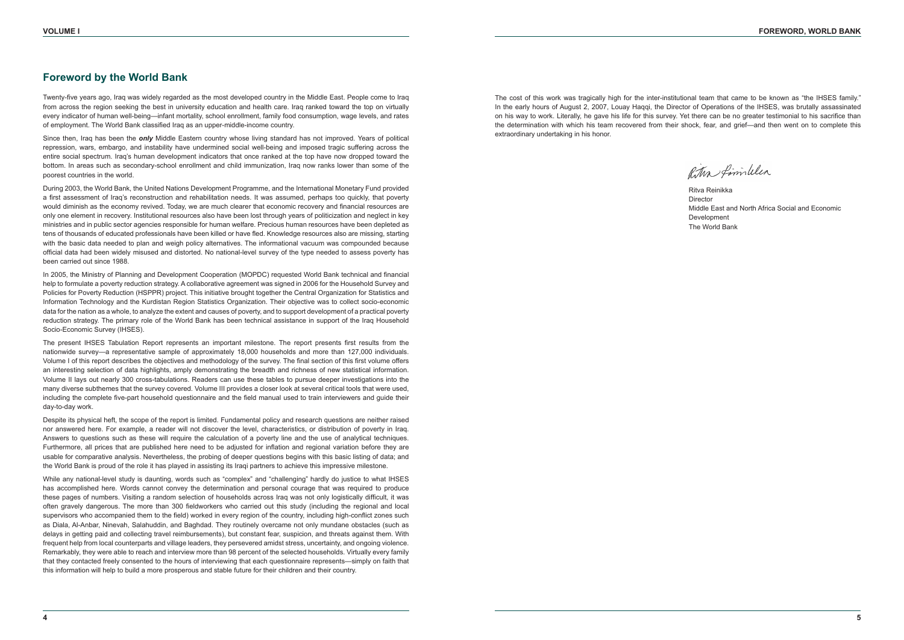## Foreword by the World Bank

Twenty-five years ago, Iraq was widely regarded as the most developed country in the Middle East. People come to Iraq from across the region seeking the best in university education and health care. Iraq ranked toward the top on virtually every indicator of human well-being—infant mortality, school enrollment, family food consumption, wage levels, and rates of employment. The World Bank classified Iraq as an upper-middle-income country.

Since then, Iraq has been the ***only*** Middle Eastern country whose living standard has not improved. Years of political repression, wars, embargo, and instability have undermined social well-being and imposed tragic suffering across the entire social spectrum. Iraq's human development indicators that once ranked at the top have now dropped toward the bottom. In areas such as secondary-school enrollment and child immunization, Iraq now ranks lower than some of the poorest countries in the world.

During 2003, the World Bank, the United Nations Development Programme, and the International Monetary Fund provided a first assessment of Iraq's reconstruction and rehabilitation needs. It was assumed, perhaps too quickly, that poverty would diminish as the economy revived. Today, we are much clearer that economic recovery and financial resources are only one element in recovery. Institutional resources also have been lost through years of politicization and neglect in key ministries and in public sector agencies responsible for human welfare. Precious human resources have been depleted as tens of thousands of educated professionals have been killed or have fled. Knowledge resources also are missing, starting with the basic data needed to plan and weigh policy alternatives. The informational vacuum was compounded because official data had been widely misused and distorted. No national-level survey of the type needed to assess poverty has been carried out since 1988.

In 2005, the Ministry of Planning and Development Cooperation (MOPDC) requested World Bank technical and financial help to formulate a poverty reduction strategy. A collaborative agreement was signed in 2006 for the Household Survey and Policies for Poverty Reduction (HSPPR) project. This initiative brought together the Central Organization for Statistics and Information Technology and the Kurdistan Region Statistics Organization. Their objective was to collect socio-economic data for the nation as a whole, to analyze the extent and causes of poverty, and to support development of a practical poverty reduction strategy. The primary role of the World Bank has been technical assistance in support of the Iraq Household Socio-Economic Survey (IHSES).

The present IHSES Tabulation Report represents an important milestone. The report presents first results from the nationwide survey—a representative sample of approximately 18,000 households and more than 127,000 individuals. Volume I of this report describes the objectives and methodology of the survey. The final section of this first volume offers an interesting selection of data highlights, amply demonstrating the breadth and richness of new statistical information. Volume II lays out nearly 300 cross-tabulations. Readers can use these tables to pursue deeper investigations into the many diverse subthemes that the survey covered. Volume III provides a closer look at several critical tools that were used, including the complete five-part household questionnaire and the field manual used to train interviewers and guide their day-to-day work.

Despite its physical heft, the scope of the report is limited. Fundamental policy and research questions are neither raised nor answered here. For example, a reader will not discover the level, characteristics, or distribution of poverty in Iraq. Answers to questions such as these will require the calculation of a poverty line and the use of analytical techniques. Furthermore, all prices that are published here need to be adjusted for inflation and regional variation before they are usable for comparative analysis. Nevertheless, the probing of deeper questions begins with this basic listing of data; and the World Bank is proud of the role it has played in assisting its Iraqi partners to achieve this impressive milestone.

While any national-level study is daunting, words such as "complex" and "challenging" hardly do justice to what IHSES has accomplished here. Words cannot convey the determination and personal courage that was required to produce these pages of numbers. Visiting a random selection of households across Iraq was not only logistically difficult, it was often gravely dangerous. The more than 300 fieldworkers who carried out this study (including the regional and local supervisors who accompanied them to the field) worked in every region of the country, including high-conflict zones such as Diala, Al-Anbar, Ninevah, Salahuddin, and Baghdad. They routinely overcame not only mundane obstacles (such as delays in getting paid and collecting travel reimbursements), but constant fear, suspicion, and threats against them. With frequent help from local counterparts and village leaders, they persevered amidst stress, uncertainty, and ongoing violence. Remarkably, they were able to reach and interview more than 98 percent of the selected households. Virtually every family that they contacted freely consented to the hours of interviewing that each questionnaire represents—simply on faith that this information will help to build a more prosperous and stable future for their children and their country.

The cost of this work was tragically high for the inter-institutional team that came to be known as "the IHSES family." In the early hours of August 2, 2007, Louay Haqqi, the Director of Operations of the IHSES, was brutally assassinated on his way to work. Literally, he gave his life for this survey. Yet there can be no greater testimonial to his sacrifice than the determination with which his team recovered from their shock, fear, and grief—and then went on to complete this extraordinary undertaking in his honor.

Ritva Reinikka
Director
Middle East and North Africa Social and Economic Development
The World Bank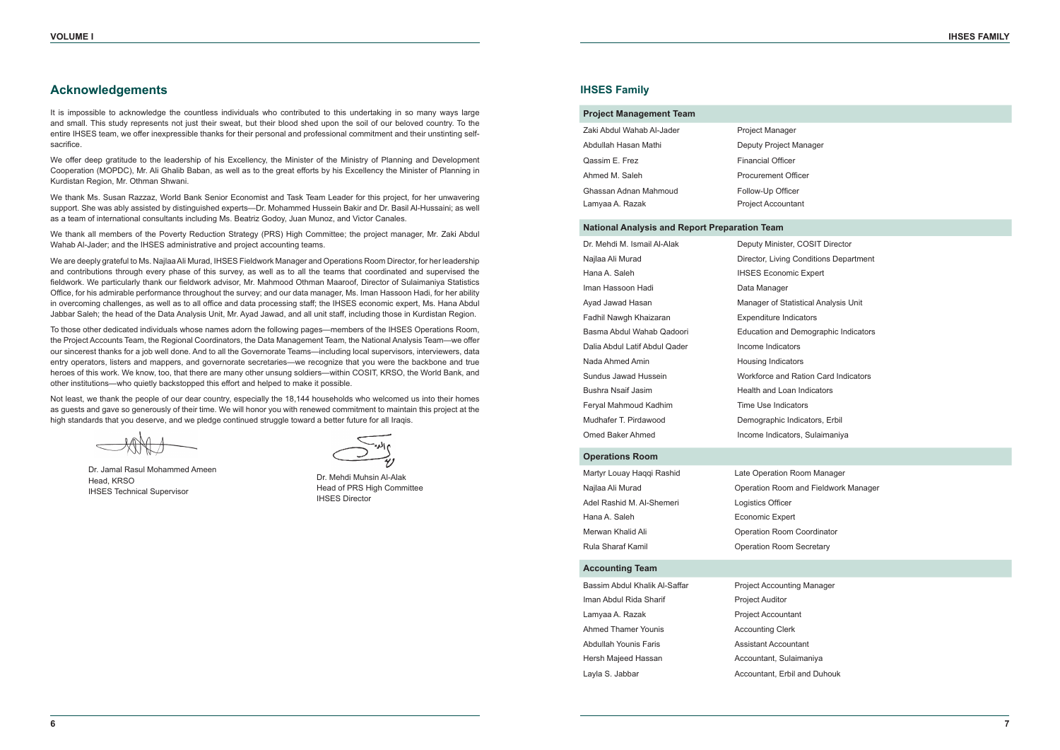## Acknowledgements

It is impossible to acknowledge the countless individuals who contributed to this undertaking in so many ways large and small. This study represents not just their sweat, but their blood shed upon the soil of our beloved country. To the entire IHSES team, we offer inexpressible thanks for their personal and professional commitment and their unstinting self-sacrifice.

We offer deep gratitude to the leadership of his Excellency, the Minister of the Ministry of Planning and Development Cooperation (MOPDC), Mr. Ali Ghalib Baban, as well as to the great efforts by his Excellency the Minister of Planning in Kurdistan Region, Mr. Othman Shwani.

We thank Ms. Susan Razzaz, World Bank Senior Economist and Task Team Leader for this project, for her unwavering support. She was ably assisted by distinguished experts—Dr. Mohammed Hussein Bakir and Dr. Basil Al-Hussaini; as well as a team of international consultants including Ms. Beatriz Godoy, Juan Munoz, and Victor Canales.

We thank all members of the Poverty Reduction Strategy (PRS) High Committee; the project manager, Mr. Zaki Abdul Wahab Al-Jader; and the IHSES administrative and project accounting teams.

We are deeply grateful to Ms. Najlaa Ali Murad, IHSES Fieldwork Manager and Operations Room Director, for her leadership and contributions through every phase of this survey, as well as to all the teams that coordinated and supervised the fieldwork. We particularly thank our fieldwork advisor, Mr. Mahmood Othman Maaroof, Director of Sulaimaniya Statistics Office, for his admirable performance throughout the survey; and our data manager, Ms. Iman Hassoon Hadi, for her ability in overcoming challenges, as well as to all office and data processing staff; the IHSES economic expert, Ms. Hana Abdul Jabbar Saleh; the head of the Data Analysis Unit, Mr. Ayad Jawad, and all unit staff, including those in Kurdistan Region.

To those other dedicated individuals whose names adorn the following pages—members of the IHSES Operations Room, the Project Accounts Team, the Regional Coordinators, the Data Management Team, the National Analysis Team—we offer our sincerest thanks for a job well done. And to all the Governorate Teams—including local supervisors, interviewers, data entry operators, listers and mappers, and governorate secretaries—we recognize that you were the backbone and true heroes of this work. We know, too, that there are many other unsung soldiers—within COSIT, KRSO, the World Bank, and other institutions—who quietly backstopped this effort and helped to make it possible.

Not least, we thank the people of our dear country, especially the 18,144 households who welcomed us into their homes as guests and gave so generously of their time. We will honor you with renewed commitment to maintain this project at the high standards that you deserve, and we pledge continued struggle toward a better future for all Iraqis.

Dr. Jamal Rasul Mohammed Ameen
Head, KRSO
IHSES Technical Supervisor

Dr. Mehdi Muhsin Al-Alak
Head of PRS High Committee
IHSES Director

## IHSES Family

| Project Management Team | |
|---|---|
| Zaki Abdul Wahab Al-Jader | Project Manager |
| Abdullah Hasan Mathi | Deputy Project Manager |
| Qassim E. Frez | Financial Officer |
| Ahmed M. Saleh | Procurement Officer |
| Ghassan Adnan Mahmoud | Follow-Up Officer |
| Lamyaa A. Razak | Project Accountant |

| National Analysis and Report Preparation Team | |
|---|---|
| Dr. Mehdi M. Ismail Al-Alak | Deputy Minister, COSIT Director |
| Najlaa Ali Murad | Director, Living Conditions Department |
| Hana A. Saleh | IHSES Economic Expert |
| Iman Hassoon Hadi | Data Manager |
| Ayad Jawad Hasan | Manager of Statistical Analysis Unit |
| Fadhil Nawgh Khaizaran | Expenditure Indicators |
| Basma Abdul Wahab Qadoori | Education and Demographic Indicators |
| Dalia Abdul Latif Abdul Qader | Income Indicators |
| Nada Ahmed Amin | Housing Indicators |
| Sundus Jawad Hussein | Workforce and Ration Card Indicators |
| Bushra Nsaif Jasim | Health and Loan Indicators |
| Feryal Mahmoud Kadhim | Time Use Indicators |
| Mudhafer T. Pirdawood | Demographic Indicators, Erbil |
| Omed Baker Ahmed | Income Indicators, Sulaimaniya |

| Operations Room | |
|---|---|
| Martyr Louay Haqqi Rashid | Late Operation Room Manager |
| Najlaa Ali Murad | Operation Room and Fieldwork Manager |
| Adel Rashid M. Al-Shemeri | Logistics Officer |
| Hana A. Saleh | Economic Expert |
| Merwan Khalid Ali | Operation Room Coordinator |
| Rula Sharaf Kamil | Operation Room Secretary |

| Accounting Team | |
|---|---|
| Bassim Abdul Khalik Al-Saffar | Project Accounting Manager |
| Iman Abdul Rida Sharif | Project Auditor |
| Lamyaa A. Razak | Project Accountant |
| Ahmed Thamer Younis | Accounting Clerk |
| Abdullah Younis Faris | Assistant Accountant |
| Hersh Majeed Hassan | Accountant, Sulaimaniya |
| Layla S. Jabbar | Accountant, Erbil and Duhouk |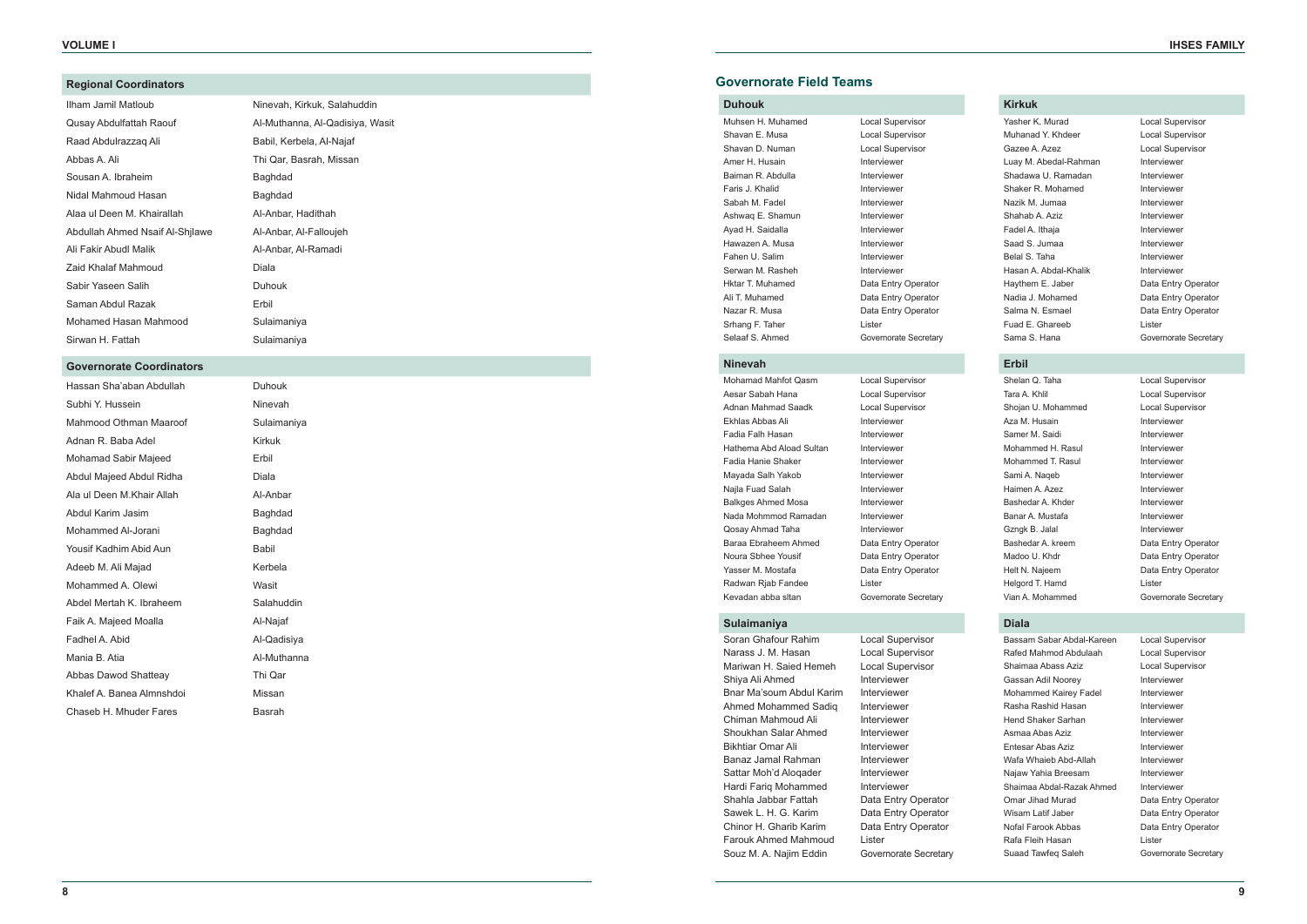## Regional Coordinators

| | |
|---|---|
| Ilham Jamil Matloub | Ninevah, Kirkuk, Salahuddin |
| Qusay Abdulfattah Raouf | Al-Muthanna, Al-Qadisiya, Wasit |
| Raad Abdulrazzaq Ali | Babil, Kerbela, Al-Najaf |
| Abbas A. Ali | Thi Qar, Basrah, Missan |
| Sousan A. Ibraheim | Baghdad |
| Nidal Mahmoud Hasan | Baghdad |
| Alaa ul Deen M. Khairallah | Al-Anbar, Hadithah |
| Abdullah Ahmed Nsaif Al-Shjlawe | Al-Anbar, Al-Falloujeh |
| Ali Fakir Abudl Malik | Al-Anbar, Al-Ramadi |
| Zaid Khalaf Mahmoud | Diala |
| Sabir Yaseen Salih | Duhouk |
| Saman Abdul Razak | Erbil |
| Mohamed Hasan Mahmood | Sulaimaniya |
| Sirwan H. Fattah | Sulaimaniya |

## Governorate Coordinators

| | |
|---|---|
| Hassan Sha'aban Abdullah | Duhouk |
| Subhi Y. Hussein | Ninevah |
| Mahmood Othman Maaroof | Sulaimaniya |
| Adnan R. Baba Adel | Kirkuk |
| Mohamad Sabir Majeed | Erbil |
| Abdul Majeed Abdul Ridha | Diala |
| Ala ul Deen M.Khair Allah | Al-Anbar |
| Abdul Karim Jasim | Baghdad |
| Mohammed Al-Jorani | Baghdad |
| Yousif Kadhim Abid Aun | Babil |
| Adeeb M. Ali Majad | Kerbela |
| Mohammed A. Olewi | Wasit |
| Abdel Mertah K. Ibraheem | Salahuddin |
| Faik A. Majeed Moalla | Al-Najaf |
| Fadhel A. Abid | Al-Qadisiya |
| Mania B. Atia | Al-Muthanna |
| Abbas Dawod Shatteay | Thi Qar |
| Khalef A. Banea Almnshdoi | Missan |
| Chaseb H. Mhuder Fares | Basrah |

## Governorate Field Teams

### Duhouk

| | |
|---|---|
| Muhsen H. Muhamed | Local Supervisor |
| Shavan E. Musa | Local Supervisor |
| Shavan D. Numan | Local Supervisor |
| Amer H. Husain | Interviewer |
| Baiman R. Abdulla | Interviewer |
| Faris J. Khalid | Interviewer |
| Sabah M. Fadel | Interviewer |
| Ashwaq E. Shamun | Interviewer |
| Ayad H. Saidalla | Interviewer |
| Hawazen A. Musa | Interviewer |
| Fahen U. Salim | Interviewer |
| Serwan M. Rasheh | Interviewer |
| Hktar T. Muhamed | Data Entry Operator |
| Ali T. Muhamed | Data Entry Operator |
| Nazar R. Musa | Data Entry Operator |
| Srhang F. Taher | Lister |
| Selaaf S. Ahmed | Governorate Secretary |

### Ninevah

| | |
|---|---|
| Mohamad Mahfot Qasm | Local Supervisor |
| Aesar Sabah Hana | Local Supervisor |
| Adnan Mahmad Saadk | Local Supervisor |
| Ekhlas Abbas Ali | Interviewer |
| Fadia Falh Hasan | Interviewer |
| Hathema Abd Aload Sultan | Interviewer |
| Fadia Hanie Shaker | Interviewer |
| Mayada Salh Yakob | Interviewer |
| Najla Fuad Salah | Interviewer |
| Balkges Ahmed Mosa | Interviewer |
| Nada Mohmmod Ramadan | Interviewer |
| Qosay Ahmad Taha | Interviewer |
| Baraa Ebraheem Ahmed | Data Entry Operator |
| Noura Sbhee Yousif | Data Entry Operator |
| Yasser M. Mostafa | Data Entry Operator |
| Radwan Rjab Fandee | Lister |
| Kevadan abba sltan | Governorate Secretary |

### Sulaimaniya

| | |
|---|---|
| Soran Ghafour Rahim | Local Supervisor |
| Narass J. M. Hasan | Local Supervisor |
| Mariwan H. Saied Hemeh | Local Supervisor |
| Shiya Ali Ahmed | Interviewer |
| Bnar Ma'soum Abdul Karim | Interviewer |
| Ahmed Mohammed Sadiq | Interviewer |
| Chiman Mahmoud Ali | Interviewer |
| Shoukhan Salar Ahmed | Interviewer |
| Bikhtiar Omar Ali | Interviewer |
| Banaz Jamal Rahman | Interviewer |
| Sattar Moh'd Aloqader | Interviewer |
| Hardi Fariq Mohammed | Interviewer |
| Shahla Jabbar Fattah | Data Entry Operator |
| Sawek L. H. G. Karim | Data Entry Operator |
| Chinor H. Gharib Karim | Data Entry Operator |
| Farouk Ahmed Mahmoud | Lister |
| Souz M. A. Najim Eddin | Governorate Secretary |

### Kirkuk

| | |
|---|---|
| Yasher K. Murad | Local Supervisor |
| Muhanad Y. Khdeer | Local Supervisor |
| Gazee A. Azez | Local Supervisor |
| Luay M. Abedal-Rahman | Interviewer |
| Shadawa U. Ramadan | Interviewer |
| Shaker R. Mohamed | Interviewer |
| Nazik M. Jumaa | Interviewer |
| Shahab A. Aziz | Interviewer |
| Fadel A. Ithaja | Interviewer |
| Saad S. Jumaa | Interviewer |
| Belal S. Taha | Interviewer |
| Hasan A. Abdal-Khalik | Interviewer |
| Haythem E. Jaber | Data Entry Operator |
| Nadia J. Mohamed | Data Entry Operator |
| Salma N. Esmael | Data Entry Operator |
| Fuad E. Ghareeb | Lister |
| Sama S. Hana | Governorate Secretary |

### Erbil

| | |
|---|---|
| Shelan Q. Taha | Local Supervisor |
| Tara A. Khlil | Local Supervisor |
| Shojan U. Mohammed | Local Supervisor |
| Aza M. Husain | Interviewer |
| Samer M. Saidi | Interviewer |
| Mohammed H. Rasul | Interviewer |
| Mohammed T. Rasul | Interviewer |
| Sami A. Naqeb | Interviewer |
| Haimen A. Azez | Interviewer |
| Bashedar A. Khder | Interviewer |
| Banar A. Mustafa | Interviewer |
| Gzngk B. Jalal | Interviewer |
| Bashedar A. kreem | Data Entry Operator |
| Madoo U. Khdr | Data Entry Operator |
| Helt N. Najeem | Data Entry Operator |
| Helgord T. Hamd | Lister |
| Vian A. Mohammed | Governorate Secretary |

### Diala

| | |
|---|---|
| Bassam Sabar Abdal-Kareen | Local Supervisor |
| Rafed Mahmod Abdulaah | Local Supervisor |
| Shaimaa Abass Aziz | Local Supervisor |
| Gassan Adil Noorey | Interviewer |
| Mohammed Kairey Fadel | Interviewer |
| Rasha Rashid Hasan | Interviewer |
| Hend Shaker Sarhan | Interviewer |
| Asmaa Abas Aziz | Interviewer |
| Entesar Abas Aziz | Interviewer |
| Wafa Whaieb Abd-Allah | Interviewer |
| Najaw Yahia Breesam | Interviewer |
| Shaimaa Abdal-Razak Ahmed | Interviewer |
| Omar Jihad Murad | Data Entry Operator |
| Wisam Latif Jaber | Data Entry Operator |
| Nofal Farook Abbas | Data Entry Operator |
| Rafa Fleih Hasan | Lister |
| Suaad Tawfeq Saleh | Governorate Secretary |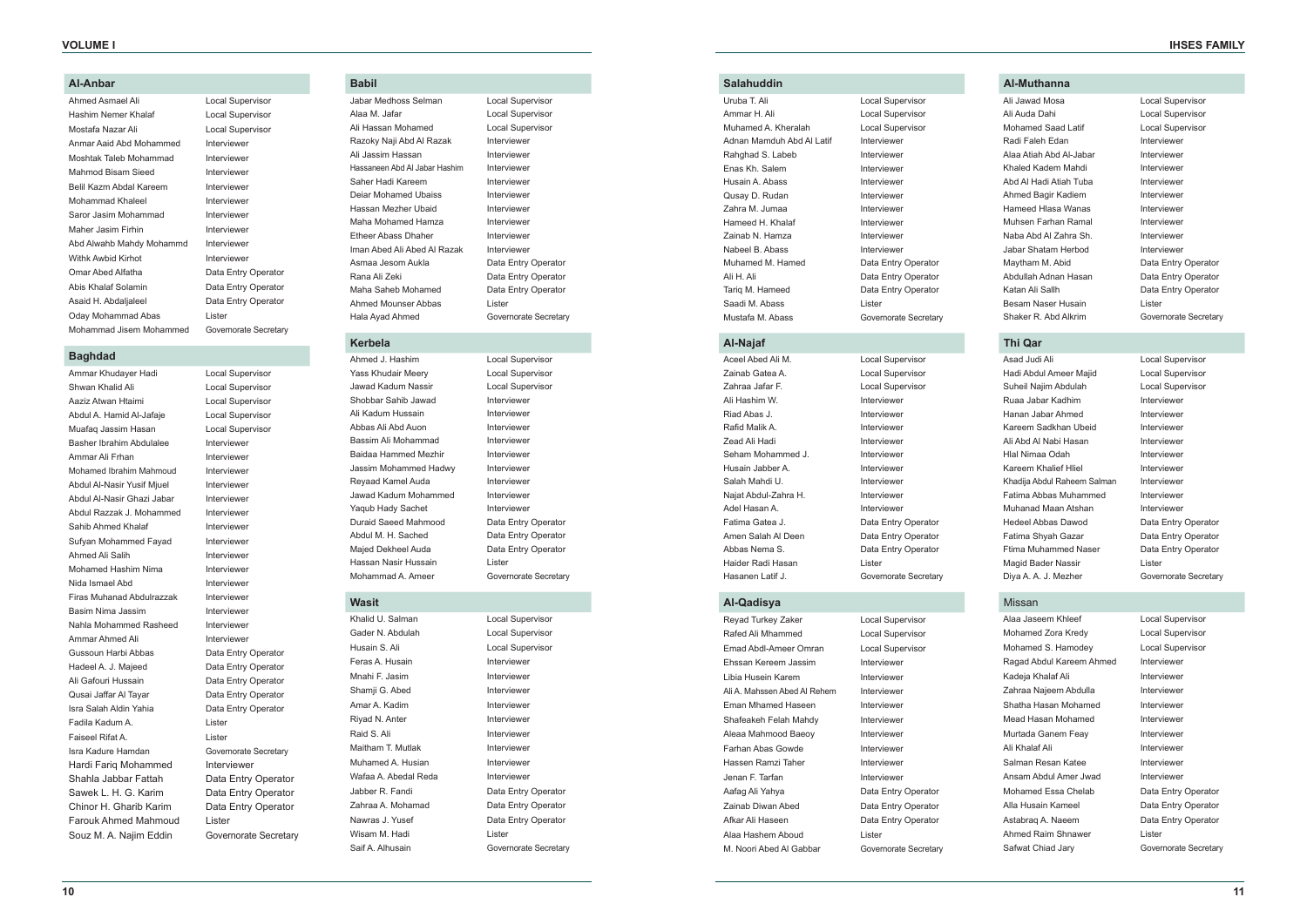## Al-Anbar

| Name | Role |
|---|---|
| Ahmed Asmael Ali | Local Supervisor |
| Hashim Nemer Khalaf | Local Supervisor |
| Mostafa Nazar Ali | Local Supervisor |
| Anmar Aaid Abd Mohammed | Interviewer |
| Moshtak Taleb Mohammad | Interviewer |
| Mahmod Bisam Sieed | Interviewer |
| Belil Kazm Abdal Kareem | Interviewer |
| Mohammad Khaleel | Interviewer |
| Saror Jasim Mohammad | Interviewer |
| Maher Jasim Firhin | Interviewer |
| Abd Alwahb Mahdy Mohammd | Interviewer |
| Withk Awbid Kirhot | Interviewer |
| Omar Abed Alfatha | Data Entry Operator |
| Abis Khalaf Solamin | Data Entry Operator |
| Asaid H. Abdaljaleel | Data Entry Operator |
| Oday Mohammad Abas | Lister |
| Mohammad Jisem Mohammed | Governorate Secretary |

## Baghdad

| Name | Role |
|---|---|
| Ammar Khudayer Hadi | Local Supervisor |
| Shwan Khalid Ali | Local Supervisor |
| Aaziz Atwan Htaimi | Local Supervisor |
| Abdul A. Hamid Al-Jafaje | Local Supervisor |
| Muafaq Jassim Hasan | Local Supervisor |
| Basher Ibrahim Abdulalee | Interviewer |
| Ammar Ali Frhan | Interviewer |
| Mohamed Ibrahim Mahmoud | Interviewer |
| Abdul Al-Nasir Yusif Mjuel | Interviewer |
| Abdul Al-Nasir Ghazi Jabar | Interviewer |
| Abdul Razzak J. Mohammed | Interviewer |
| Sahib Ahmed Khalaf | Interviewer |
| Sufyan Mohammed Fayad | Interviewer |
| Ahmed Ali Salih | Interviewer |
| Mohamed Hashim Nima | Interviewer |
| Nida Ismael Abd | Interviewer |
| Firas Muhanad Abdulrazzak | Interviewer |
| Basim Nima Jassim | Interviewer |
| Nahla Mohammed Rasheed | Interviewer |
| Ammar Ahmed Ali | Interviewer |
| Gussoun Harbi Abbas | Data Entry Operator |
| Hadeel A. J. Majeed | Data Entry Operator |
| Ali Gafouri Hussain | Data Entry Operator |
| Qusai Jaffar Al Tayar | Data Entry Operator |
| Isra Salah Aldin Yahia | Data Entry Operator |
| Fadila Kadum A. | Lister |
| Faiseel Rifat A. | Lister |
| Isra Kadure Hamdan | Governorate Secretary |
| Hardi Fariq Mohammed | Interviewer |
| Shahla Jabbar Fattah | Data Entry Operator |
| Sawek L. H. G. Karim | Data Entry Operator |
| Chinor H. Gharib Karim | Data Entry Operator |
| Farouk Ahmed Mahmoud | Lister |
| Souz M. A. Najim Eddin | Governorate Secretary |

## Babil

| Name | Role |
|---|---|
| Jabar Medhoss Selman | Local Supervisor |
| Alaa M. Jafar | Local Supervisor |
| Ali Hassan Mohamed | Local Supervisor |
| Razoky Naji Abd Al Razak | Interviewer |
| Ali Jassim Hassan | Interviewer |
| Hassaneen Abd Al Jabar Hashim | Interviewer |
| Saher Hadi Kareem | Interviewer |
| Deiar Mohamed Ubaiss | Interviewer |
| Hassan Mezher Ubaid | Interviewer |
| Maha Mohamed Hamza | Interviewer |
| Etheer Abass Dhaher | Interviewer |
| Iman Abed Ali Abed Al Razak | Interviewer |
| Asmaa Jesom Aukla | Data Entry Operator |
| Rana Ali Zeki | Data Entry Operator |
| Maha Saheb Mohamed | Data Entry Operator |
| Ahmed Mounser Abbas | Lister |
| Hala Ayad Ahmed | Governorate Secretary |

## Kerbela

| Name | Role |
|---|---|
| Ahmed J. Hashim | Local Supervisor |
| Yass Khudair Meery | Local Supervisor |
| Jawad Kadum Nassir | Local Supervisor |
| Shobbar Sahib Jawad | Interviewer |
| Ali Kadum Hussain | Interviewer |
| Abbas Ali Abd Auon | Interviewer |
| Bassim Ali Mohammad | Interviewer |
| Baidaa Hammed Mezhir | Interviewer |
| Jassim Mohammed Hadwy | Interviewer |
| Reyaad Kamel Auda | Interviewer |
| Jawad Kadum Mohammed | Interviewer |
| Yaqub Hady Sachet | Interviewer |
| Duraid Saeed Mahmood | Data Entry Operator |
| Abdul M. H. Sached | Data Entry Operator |
| Majed Dekheel Auda | Data Entry Operator |
| Hassan Nasir Hussain | Lister |
| Mohammad A. Ameer | Governorate Secretary |

## Wasit

| Name | Role |
|---|---|
| Khalid U. Salman | Local Supervisor |
| Gader N. Abdulah | Local Supervisor |
| Husain S. Ali | Local Supervisor |
| Feras A. Husain | Interviewer |
| Mnahi F. Jasim | Interviewer |
| Shamji G. Abed | Interviewer |
| Amar A. Kadim | Interviewer |
| Riyad N. Anter | Interviewer |
| Raid S. Ali | Interviewer |
| Maitham T. Mutlak | Interviewer |
| Muhamed A. Husian | Interviewer |
| Wafaa A. Abedal Reda | Interviewer |
| Jabber R. Fandi | Data Entry Operator |
| Zahraa A. Mohamad | Data Entry Operator |
| Nawras J. Yusef | Data Entry Operator |
| Wisam M. Hadi | Lister |
| Saif A. Alhusain | Governorate Secretary |

## Salahuddin

| Name | Role |
|---|---|
| Uruba T. Ali | Local Supervisor |
| Ammar H. Ali | Local Supervisor |
| Muhamed A. Kheralah | Local Supervisor |
| Adnan Mamduh Abd Al Latif | Interviewer |
| Raghdad S. Labeb | Interviewer |
| Enas Kh. Salem | Interviewer |
| Husain A. Abass | Interviewer |
| Qusay D. Rudan | Interviewer |
| Zahra M. Jumaa | Interviewer |
| Hameed H. Khalaf | Interviewer |
| Zainab N. Hamza | Interviewer |
| Nabeel B. Abass | Interviewer |
| Muhamed M. Hamed | Data Entry Operator |
| Ali H. Ali | Data Entry Operator |
| Tariq M. Hameed | Data Entry Operator |
| Saadi M. Abass | Lister |
| Mustafa M. Abass | Governorate Secretary |

## Al-Najaf

| Name | Role |
|---|---|
| Aceel Abed Ali M. | Local Supervisor |
| Zainab Gatea A. | Local Supervisor |
| Zahraa Jafar F. | Local Supervisor |
| Ali Hashim W. | Interviewer |
| Riad Abas J. | Interviewer |
| Rafid Malik A. | Interviewer |
| Zead Ali Hadi | Interviewer |
| Seham Mohammed J. | Interviewer |
| Husain Jabber A. | Interviewer |
| Salah Mahdi U. | Interviewer |
| Najat Abdul-Zahra H. | Interviewer |
| Adel Hasan A. | Interviewer |
| Fatima Gatea J. | Data Entry Operator |
| Amen Salah Al Deen | Data Entry Operator |
| Abbas Nema S. | Data Entry Operator |
| Haider Radi Hasan | Lister |
| Hasanen Latif J. | Governorate Secretary |

## Al-Qadisya

| Name | Role |
|---|---|
| Reyad Turkey Zaker | Local Supervisor |
| Rafed Ali Mhammed | Local Supervisor |
| Emad Abdl-Ameer Omran | Local Supervisor |
| Ehssan Kereem Jassim | Interviewer |
| Libia Husein Karem | Interviewer |
| Ali A. Mahssen Abed Al Rehem | Interviewer |
| Eman Mhamed Haseen | Interviewer |
| Shafeakeh Felah Mahdy | Interviewer |
| Aleaa Mahmood Baeoy | Interviewer |
| Farhan Abas Gowde | Interviewer |
| Hassen Ramzi Taher | Interviewer |
| Jenan F. Tarfan | Interviewer |
| Aafag Ali Yahya | Data Entry Operator |
| Zainab Diwan Abed | Data Entry Operator |
| Afkar Ali Haseen | Data Entry Operator |
| Alaa Hashem Aboud | Lister |
| M. Noori Abed Al Gabbar | Governorate Secretary |

## Al-Muthanna

| Name | Role |
|---|---|
| Ali Jawad Mosa | Local Supervisor |
| Ali Auda Dahi | Local Supervisor |
| Mohamed Saad Latif | Local Supervisor |
| Radi Faleh Edan | Interviewer |
| Alaa Atiah Abd Al-Jabar | Interviewer |
| Khaled Kadem Mahdi | Interviewer |
| Abd Al Hadi Atiah Tuba | Interviewer |
| Ahmed Bagir Kadiem | Interviewer |
| Hameed Hlasa Wanas | Interviewer |
| Muhsen Farhan Ramal | Interviewer |
| Naba Abd Al Zahra Sh. | Interviewer |
| Jabar Shatam Herbod | Interviewer |
| Maytham M. Abid | Data Entry Operator |
| Abdullah Adnan Hasan | Data Entry Operator |
| Katan Ali Sallh | Data Entry Operator |
| Besam Naser Husain | Lister |
| Shaker R. Abd Alkrim | Governorate Secretary |

## Thi Qar

| Name | Role |
|---|---|
| Asad Judi Ali | Local Supervisor |
| Hadi Abdul Ameer Majid | Local Supervisor |
| Suheil Najim Abdulah | Local Supervisor |
| Ruaa Jabar Kadhim | Interviewer |
| Hanan Jabar Ahmed | Interviewer |
| Kareem Sadkhan Ubeid | Interviewer |
| Ali Abd Al Nabi Hasan | Interviewer |
| Hlal Nimaa Odah | Interviewer |
| Kareem Khalief Hliel | Interviewer |
| Khadija Abdul Raheem Salman | Interviewer |
| Fatima Abbas Muhammed | Interviewer |
| Muhanad Maan Atshan | Interviewer |
| Hedeel Abbas Dawod | Data Entry Operator |
| Fatima Shyah Gazar | Data Entry Operator |
| Ftima Muhammed Naser | Data Entry Operator |
| Magid Bader Nassir | Lister |
| Diya A. A. J. Mezher | Governorate Secretary |

## Missan

| Name | Role |
|---|---|
| Alaa Jaseem Khleef | Local Supervisor |
| Mohamed Zora Kredy | Local Supervisor |
| Mohamed S. Hamodey | Local Supervisor |
| Ragad Abdul Kareem Ahmed | Interviewer |
| Kadeja Khalaf Ali | Interviewer |
| Zahraa Najeem Abdulla | Interviewer |
| Shatha Hasan Mohamed | Interviewer |
| Mead Hasan Mohamed | Interviewer |
| Murtada Ganem Feay | Interviewer |
| Ali Khalaf Ali | Interviewer |
| Salman Resan Katee | Interviewer |
| Ansam Abdul Amer Jwad | Interviewer |
| Mohamed Essa Chelab | Data Entry Operator |
| Alla Husain Kameel | Data Entry Operator |
| Astabraq A. Naeem | Data Entry Operator |
| Ahmed Raim Shnawer | Lister |
| Safwat Chiad Jary | Governorate Secretary |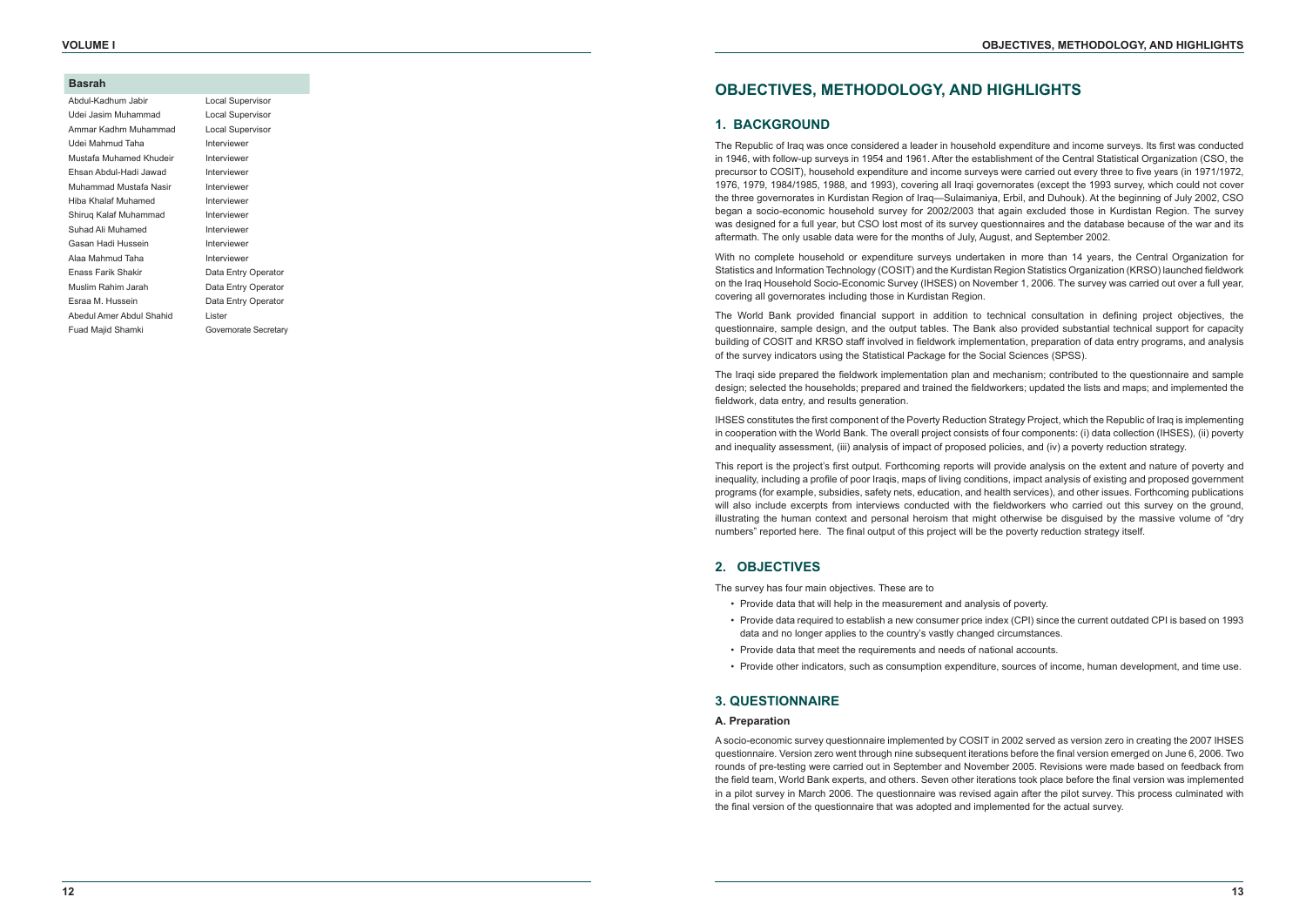## Basrah

| | |
|---|---|
| Abdul-Kadhum Jabir | Local Supervisor |
| Udei Jasim Muhammad | Local Supervisor |
| Ammar Kadhm Muhammad | Local Supervisor |
| Udei Mahmud Taha | Interviewer |
| Mustafa Muhamed Khudeir | Interviewer |
| Ehsan Abdul-Hadi Jawad | Interviewer |
| Muhammad Mustafa Nasir | Interviewer |
| Hiba Khalaf Muhamed | Interviewer |
| Shiruq Kalaf Muhammad | Interviewer |
| Suhad Ali Muhamed | Interviewer |
| Gasan Hadi Hussein | Interviewer |
| Alaa Mahmud Taha | Interviewer |
| Enass Farik Shakir | Data Entry Operator |
| Muslim Rahim Jarah | Data Entry Operator |
| Esraa M. Hussein | Data Entry Operator |
| Abedul Amer Abdul Shahid | Lister |
| Fuad Majid Shamki | Governorate Secretary |

# OBJECTIVES, METHODOLOGY, AND HIGHLIGHTS

## 1. BACKGROUND

The Republic of Iraq was once considered a leader in household expenditure and income surveys. Its first was conducted in 1946, with follow-up surveys in 1954 and 1961. After the establishment of the Central Statistical Organization (CSO, the precursor to COSIT), household expenditure and income surveys were carried out every three to five years (in 1971/1972, 1976, 1979, 1984/1985, 1988, and 1993), covering all Iraqi governorates (except the 1993 survey, which could not cover the three governorates in Kurdistan Region of Iraq—Sulaimaniya, Erbil, and Duhouk). At the beginning of July 2002, CSO began a socio-economic household survey for 2002/2003 that again excluded those in Kurdistan Region. The survey was designed for a full year, but CSO lost most of its survey questionnaires and the database because of the war and its aftermath. The only usable data were for the months of July, August, and September 2002.

With no complete household or expenditure surveys undertaken in more than 14 years, the Central Organization for Statistics and Information Technology (COSIT) and the Kurdistan Region Statistics Organization (KRSO) launched fieldwork on the Iraq Household Socio-Economic Survey (IHSES) on November 1, 2006. The survey was carried out over a full year, covering all governorates including those in Kurdistan Region.

The World Bank provided financial support in addition to technical consultation in defining project objectives, the questionnaire, sample design, and the output tables. The Bank also provided substantial technical support for capacity building of COSIT and KRSO staff involved in fieldwork implementation, preparation of data entry programs, and analysis of the survey indicators using the Statistical Package for the Social Sciences (SPSS).

The Iraqi side prepared the fieldwork implementation plan and mechanism; contributed to the questionnaire and sample design; selected the households; prepared and trained the fieldworkers; updated the lists and maps; and implemented the fieldwork, data entry, and results generation.

IHSES constitutes the first component of the Poverty Reduction Strategy Project, which the Republic of Iraq is implementing in cooperation with the World Bank. The overall project consists of four components: (i) data collection (IHSES), (ii) poverty and inequality assessment, (iii) analysis of impact of proposed policies, and (iv) a poverty reduction strategy.

This report is the project's first output. Forthcoming reports will provide analysis on the extent and nature of poverty and inequality, including a profile of poor Iraqis, maps of living conditions, impact analysis of existing and proposed government programs (for example, subsidies, safety nets, education, and health services), and other issues. Forthcoming publications will also include excerpts from interviews conducted with the fieldworkers who carried out this survey on the ground, illustrating the human context and personal heroism that might otherwise be disguised by the massive volume of "dry numbers" reported here. The final output of this project will be the poverty reduction strategy itself.

## 2. OBJECTIVES

The survey has four main objectives. These are to

- Provide data that will help in the measurement and analysis of poverty.
- Provide data required to establish a new consumer price index (CPI) since the current outdated CPI is based on 1993 data and no longer applies to the country's vastly changed circumstances.
- Provide data that meet the requirements and needs of national accounts.
- Provide other indicators, such as consumption expenditure, sources of income, human development, and time use.

## 3. QUESTIONNAIRE

### A. Preparation

A socio-economic survey questionnaire implemented by COSIT in 2002 served as version zero in creating the 2007 IHSES questionnaire. Version zero went through nine subsequent iterations before the final version emerged on June 6, 2006. Two rounds of pre-testing were carried out in September and November 2005. Revisions were made based on feedback from the field team, World Bank experts, and others. Seven other iterations took place before the final version was implemented in a pilot survey in March 2006. The questionnaire was revised again after the pilot survey. This process culminated with the final version of the questionnaire that was adopted and implemented for the actual survey.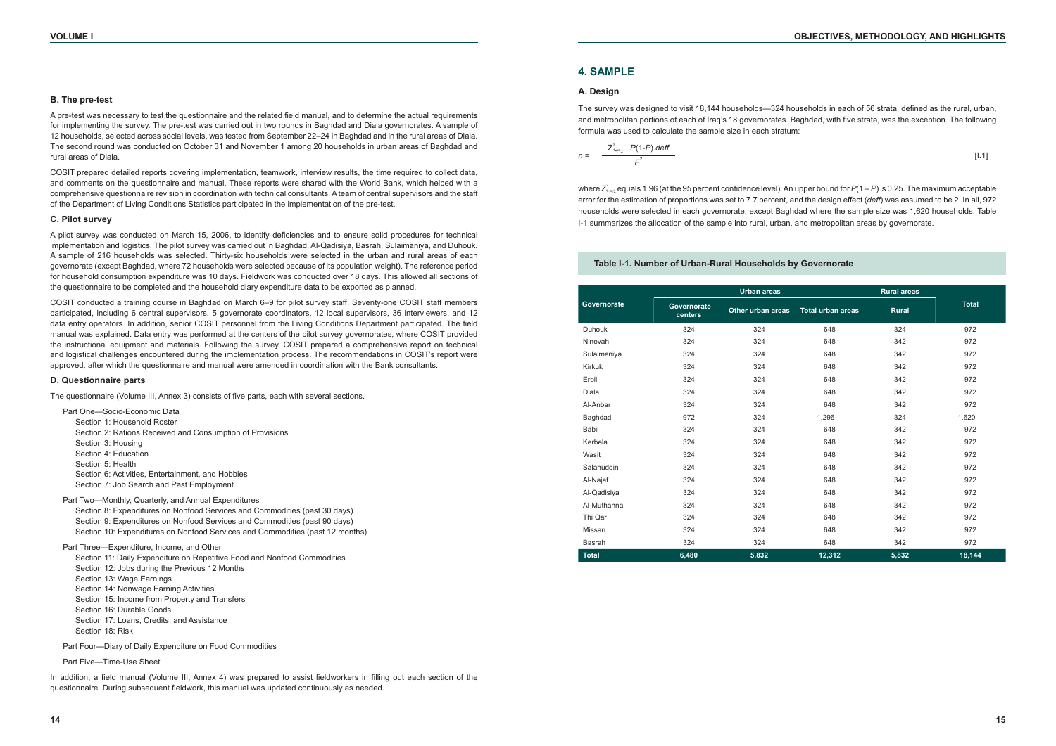### B. The pre-test

A pre-test was necessary to test the questionnaire and the related field manual, and to determine the actual requirements for implementing the survey. The pre-test was carried out in two rounds in Baghdad and Diala governorates. A sample of 12 households, selected across social levels, was tested from September 22–24 in Baghdad and in the rural areas of Diala. The second round was conducted on October 31 and November 1 among 20 households in urban areas of Baghdad and rural areas of Diala.

COSIT prepared detailed reports covering implementation, teamwork, interview results, the time required to collect data, and comments on the questionnaire and manual. These reports were shared with the World Bank, which helped with a comprehensive questionnaire revision in coordination with technical consultants. A team of central supervisors and the staff of the Department of Living Conditions Statistics participated in the implementation of the pre-test.

### C. Pilot survey

A pilot survey was conducted on March 15, 2006, to identify deficiencies and to ensure solid procedures for technical implementation and logistics. The pilot survey was carried out in Baghdad, Al-Qadisiya, Basrah, Sulaimaniya, and Duhouk. A sample of 216 households was selected. Thirty-six households were selected in the urban and rural areas of each governorate (except Baghdad, where 72 households were selected because of its population weight). The reference period for household consumption expenditure was 10 days. Fieldwork was conducted over 18 days. This allowed all sections of the questionnaire to be completed and the household diary expenditure data to be exported as planned.

COSIT conducted a training course in Baghdad on March 6–9 for pilot survey staff. Seventy-one COSIT staff members participated, including 6 central supervisors, 5 governorate coordinators, 12 local supervisors, 36 interviewers, and 12 data entry operators. In addition, senior COSIT personnel from the Living Conditions Department participated. The field manual was explained. Data entry was performed at the centers of the pilot survey governorates, where COSIT provided the instructional equipment and materials. Following the survey, COSIT prepared a comprehensive report on technical and logistical challenges encountered during the implementation process. The recommendations in COSIT's report were approved, after which the questionnaire and manual were amended in coordination with the Bank consultants.

### D. Questionnaire parts

The questionnaire (Volume III, Annex 3) consists of five parts, each with several sections.

Part One—Socio-Economic Data
- Section 1: Household Roster
- Section 2: Rations Received and Consumption of Provisions
- Section 3: Housing
- Section 4: Education
- Section 5: Health
- Section 6: Activities, Entertainment, and Hobbies
- Section 7: Job Search and Past Employment

Part Two—Monthly, Quarterly, and Annual Expenditures
- Section 8: Expenditures on Nonfood Services and Commodities (past 30 days)
- Section 9: Expenditures on Nonfood Services and Commodities (past 90 days)
- Section 10: Expenditures on Nonfood Services and Commodities (past 12 months)

Part Three—Expenditure, Income, and Other
- Section 11: Daily Expenditure on Repetitive Food and Nonfood Commodities
- Section 12: Jobs during the Previous 12 Months
- Section 13: Wage Earnings
- Section 14: Nonwage Earning Activities
- Section 15: Income from Property and Transfers
- Section 16: Durable Goods
- Section 17: Loans, Credits, and Assistance
- Section 18: Risk

Part Four—Diary of Daily Expenditure on Food Commodities

Part Five—Time-Use Sheet

In addition, a field manual (Volume III, Annex 4) was prepared to assist fieldworkers in filling out each section of the questionnaire. During subsequent fieldwork, this manual was updated continuously as needed.

## 4. SAMPLE

### A. Design

The survey was designed to visit 18,144 households—324 households in each of 56 strata, defined as the rural, urban, and metropolitan portions of each of Iraq's 18 governorates. Baghdad, with five strata, was the exception. The following formula was used to calculate the sample size in each stratum:

$$n = \frac{Z^2_{1-\alpha/2} \cdot P(1-P).deff}{E^2} \qquad [I.1]$$

where $Z^2_{1-\alpha/2}$ equals 1.96 (at the 95 percent confidence level). An upper bound for $P(1-P)$ is 0.25. The maximum acceptable error for the estimation of proportions was set to 7.7 percent, and the design effect (*deff*) was assumed to be 2. In all, 972 households were selected in each governorate, except Baghdad where the sample size was 1,620 households. Table I-1 summarizes the allocation of the sample into rural, urban, and metropolitan areas by governorate.

**Table I-1. Number of Urban-Rural Households by Governorate**

| Governorate | Urban areas | | | Rural areas | Total |
|---|---|---|---|---|---|
| | Governorate centers | Other urban areas | Total urban areas | Rural | |
| Duhouk | 324 | 324 | 648 | 324 | 972 |
| Ninevah | 324 | 324 | 648 | 342 | 972 |
| Sulaimaniya | 324 | 324 | 648 | 342 | 972 |
| Kirkuk | 324 | 324 | 648 | 342 | 972 |
| Erbil | 324 | 324 | 648 | 342 | 972 |
| Diala | 324 | 324 | 648 | 342 | 972 |
| Al-Anbar | 324 | 324 | 648 | 342 | 972 |
| Baghdad | 972 | 324 | 1,296 | 324 | 1,620 |
| Babil | 324 | 324 | 648 | 342 | 972 |
| Kerbela | 324 | 324 | 648 | 342 | 972 |
| Wasit | 324 | 324 | 648 | 342 | 972 |
| Salahuddin | 324 | 324 | 648 | 342 | 972 |
| Al-Najaf | 324 | 324 | 648 | 342 | 972 |
| Al-Qadisiya | 324 | 324 | 648 | 342 | 972 |
| Al-Muthanna | 324 | 324 | 648 | 342 | 972 |
| Thi Qar | 324 | 324 | 648 | 342 | 972 |
| Missan | 324 | 324 | 648 | 342 | 972 |
| Basrah | 324 | 324 | 648 | 342 | 972 |
| **Total** | **6,480** | **5,832** | **12,312** | **5,832** | **18,144** |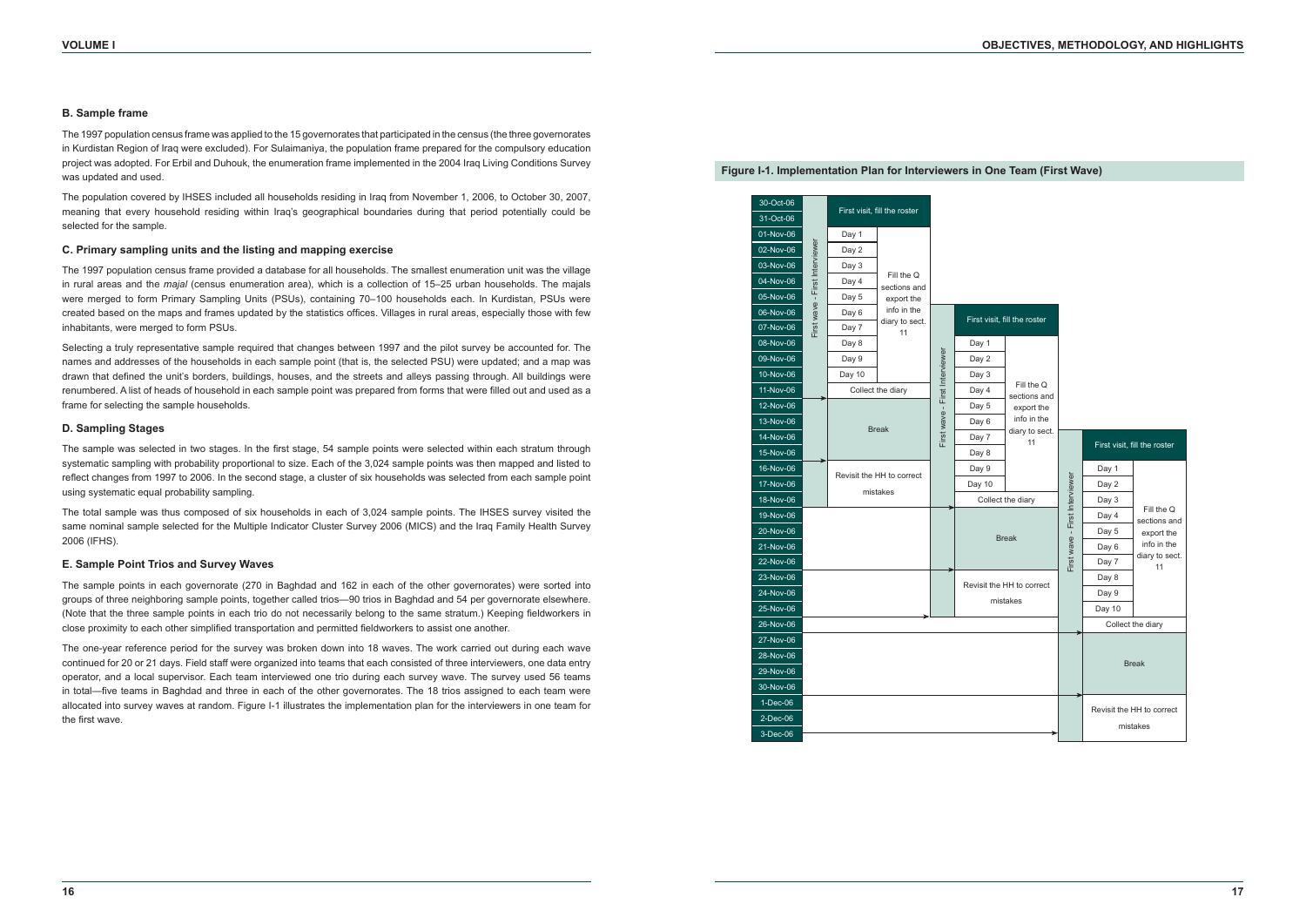### B. Sample frame

The 1997 population census frame was applied to the 15 governorates that participated in the census (the three governorates in Kurdistan Region of Iraq were excluded). For Sulaimaniya, the population frame prepared for the compulsory education project was adopted. For Erbil and Duhouk, the enumeration frame implemented in the 2004 Iraq Living Conditions Survey was updated and used.

The population covered by IHSES included all households residing in Iraq from November 1, 2006, to October 30, 2007, meaning that every household residing within Iraq's geographical boundaries during that period potentially could be selected for the sample.

### C. Primary sampling units and the listing and mapping exercise

The 1997 population census frame provided a database for all households. The smallest enumeration unit was the village in rural areas and the *majal* (census enumeration area), which is a collection of 15–25 urban households. The majals were merged to form Primary Sampling Units (PSUs), containing 70–100 households each. In Kurdistan, PSUs were created based on the maps and frames updated by the statistics offices. Villages in rural areas, especially those with few inhabitants, were merged to form PSUs.

Selecting a truly representative sample required that changes between 1997 and the pilot survey be accounted for. The names and addresses of the households in each sample point (that is, the selected PSU) were updated; and a map was drawn that defined the unit's borders, buildings, houses, and the streets and alleys passing through. All buildings were renumbered. A list of heads of household in each sample point was prepared from forms that were filled out and used as a frame for selecting the sample households.

### D. Sampling Stages

The sample was selected in two stages. In the first stage, 54 sample points were selected within each stratum through systematic sampling with probability proportional to size. Each of the 3,024 sample points was then mapped and listed to reflect changes from 1997 to 2006. In the second stage, a cluster of six households was selected from each sample point using systematic equal probability sampling.

The total sample was thus composed of six households in each of 3,024 sample points. The IHSES survey visited the same nominal sample selected for the Multiple Indicator Cluster Survey 2006 (MICS) and the Iraq Family Health Survey 2006 (IFHS).

### E. Sample Point Trios and Survey Waves

The sample points in each governorate (270 in Baghdad and 162 in each of the other governorates) were sorted into groups of three neighboring sample points, together called trios—90 trios in Baghdad and 54 per governorate elsewhere. (Note that the three sample points in each trio do not necessarily belong to the same stratum.) Keeping fieldworkers in close proximity to each other simplified transportation and permitted fieldworkers to assist one another.

The one-year reference period for the survey was broken down into 18 waves. The work carried out during each wave continued for 20 or 21 days. Field staff were organized into teams that each consisted of three interviewers, one data entry operator, and a local supervisor. Each team interviewed one trio during each survey wave. The survey used 56 teams in total—five teams in Baghdad and three in each of the other governorates. The 18 trios assigned to each team were allocated into survey waves at random. Figure I-1 illustrates the implementation plan for the interviewers in one team for the first wave.

**Figure I-1. Implementation Plan for Interviewers in One Team (First Wave)**

| Date | First wave - First Interviewer | First wave - First Interviewer | First wave - First Interviewer |
|---|---|---|---|
| 30-Oct-06 | First visit, fill the roster | | |
| 31-Oct-06 | First visit, fill the roster | | |
| 01-Nov-06 | Day 1 – Fill the Q sections and export the info in the diary to sect. 11 | | |
| 02-Nov-06 | Day 2 | | |
| 03-Nov-06 | Day 3 | | |
| 04-Nov-06 | Day 4 | | |
| 05-Nov-06 | Day 5 | | |
| 06-Nov-06 | Day 6 | First visit, fill the roster | |
| 07-Nov-06 | Day 7 | First visit, fill the roster | |
| 08-Nov-06 | Day 8 | Day 1 – Fill the Q sections and export the info in the diary to sect. 11 | |
| 09-Nov-06 | Day 9 | Day 2 | |
| 10-Nov-06 | Day 10 | Day 3 | |
| 11-Nov-06 | Collect the diary | Day 4 | |
| 12-Nov-06 | Break | Day 5 | |
| 13-Nov-06 | Break | Day 6 | |
| 14-Nov-06 | Break | Day 7 | First visit, fill the roster |
| 15-Nov-06 | Break | Day 8 | First visit, fill the roster |
| 16-Nov-06 | Revisit the HH to correct mistakes | Day 9 | Day 1 – Fill the Q sections and export the info in the diary to sect. 11 |
| 17-Nov-06 | Revisit the HH to correct mistakes | Day 10 | Day 2 |
| 18-Nov-06 | Revisit the HH to correct mistakes | Collect the diary | Day 3 |
| 19-Nov-06 | | Break | Day 4 |
| 20-Nov-06 | | Break | Day 5 |
| 21-Nov-06 | | Break | Day 6 |
| 22-Nov-06 | | Break | Day 7 |
| 23-Nov-06 | | Revisit the HH to correct mistakes | Day 8 |
| 24-Nov-06 | | Revisit the HH to correct mistakes | Day 9 |
| 25-Nov-06 | | Revisit the HH to correct mistakes | Day 10 |
| 26-Nov-06 | | | Collect the diary |
| 27-Nov-06 | | | Break |
| 28-Nov-06 | | | Break |
| 29-Nov-06 | | | Break |
| 30-Nov-06 | | | Break |
| 1-Dec-06 | | | Revisit the HH to correct mistakes |
| 2-Dec-06 | | | Revisit the HH to correct mistakes |
| 3-Dec-06 | | | Revisit the HH to correct mistakes |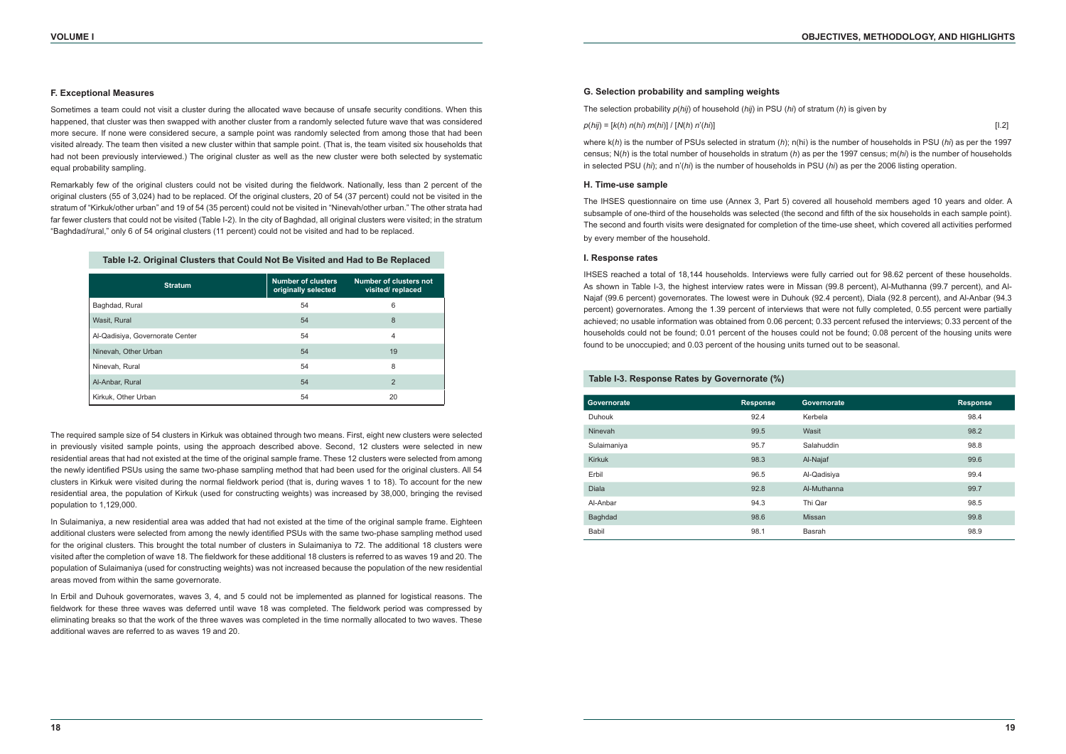### F. Exceptional Measures

Sometimes a team could not visit a cluster during the allocated wave because of unsafe security conditions. When this happened, that cluster was then swapped with another cluster from a randomly selected future wave that was considered more secure. If none were considered secure, a sample point was randomly selected from among those that had been visited already. The team then visited a new cluster within that sample point. (That is, the team visited six households that had not been previously interviewed.) The original cluster as well as the new cluster were both selected by systematic equal probability sampling.

Remarkably few of the original clusters could not be visited during the fieldwork. Nationally, less than 2 percent of the original clusters (55 of 3,024) had to be replaced. Of the original clusters, 20 of 54 (37 percent) could not be visited in the stratum of "Kirkuk/other urban" and 19 of 54 (35 percent) could not be visited in "Ninevah/other urban." The other strata had far fewer clusters that could not be visited (Table I-2). In the city of Baghdad, all original clusters were visited; in the stratum "Baghdad/rural," only 6 of 54 original clusters (11 percent) could not be visited and had to be replaced.

**Table I-2. Original Clusters that Could Not Be Visited and Had to Be Replaced**

| Stratum | Number of clusters originally selected | Number of clusters not visited/ replaced |
|---|---|---|
| Baghdad, Rural | 54 | 6 |
| Wasit, Rural | 54 | 8 |
| Al-Qadisiya, Governorate Center | 54 | 4 |
| Ninevah, Other Urban | 54 | 19 |
| Ninevah, Rural | 54 | 8 |
| Al-Anbar, Rural | 54 | 2 |
| Kirkuk, Other Urban | 54 | 20 |

The required sample size of 54 clusters in Kirkuk was obtained through two means. First, eight new clusters were selected in previously visited sample points, using the approach described above. Second, 12 clusters were selected in new residential areas that had not existed at the time of the original sample frame. These 12 clusters were selected from among the newly identified PSUs using the same two-phase sampling method that had been used for the original clusters. All 54 clusters in Kirkuk were visited during the normal fieldwork period (that is, during waves 1 to 18). To account for the new residential area, the population of Kirkuk (used for constructing weights) was increased by 38,000, bringing the revised population to 1,129,000.

In Sulaimaniya, a new residential area was added that had not existed at the time of the original sample frame. Eighteen additional clusters were selected from among the newly identified PSUs with the same two-phase sampling method used for the original clusters. This brought the total number of clusters in Sulaimaniya to 72. The additional 18 clusters were visited after the completion of wave 18. The fieldwork for these additional 18 clusters is referred to as waves 19 and 20. The population of Sulaimaniya (used for constructing weights) was not increased because the population of the new residential areas moved from within the same governorate.

In Erbil and Duhouk governorates, waves 3, 4, and 5 could not be implemented as planned for logistical reasons. The fieldwork for these three waves was deferred until wave 18 was completed. The fieldwork period was compressed by eliminating breaks so that the work of the three waves was completed in the time normally allocated to two waves. These additional waves are referred to as waves 19 and 20.

### G. Selection probability and sampling weights

The selection probability $p(hij)$ of household $(hij)$ in PSU $(hi)$ of stratum $(h)$ is given by

$$p(hij) = [k(h)\, n(hi)\, m(hi)] \,/\, [N(h)\, n'(hi)] \qquad [I.2]$$

where $k(h)$ is the number of PSUs selected in stratum $(h)$; $n(hi)$ is the number of households in PSU $(hi)$ as per the 1997 census; $N(h)$ is the total number of households in stratum $(h)$ as per the 1997 census; $m(hi)$ is the number of households in selected PSU $(hi)$; and $n'(hi)$ is the number of households in PSU $(hi)$ as per the 2006 listing operation.

### H. Time-use sample

The IHSES questionnaire on time use (Annex 3, Part 5) covered all household members aged 10 years and older. A subsample of one-third of the households was selected (the second and fifth of the six households in each sample point). The second and fourth visits were designated for completion of the time-use sheet, which covered all activities performed by every member of the household.

### I. Response rates

IHSES reached a total of 18,144 households. Interviews were fully carried out for 98.62 percent of these households. As shown in Table I-3, the highest interview rates were in Missan (99.8 percent), Al-Muthanna (99.7 percent), and Al-Najaf (99.6 percent) governorates. The lowest were in Duhouk (92.4 percent), Diala (92.8 percent), and Al-Anbar (94.3 percent) governorates. Among the 1.39 percent of interviews that were not fully completed, 0.55 percent were partially achieved; no usable information was obtained from 0.06 percent; 0.33 percent refused the interviews; 0.33 percent of the households could not be found; 0.01 percent of the houses could not be found; 0.08 percent of the housing units were found to be unoccupied; and 0.03 percent of the housing units turned out to be seasonal.

**Table I-3. Response Rates by Governorate (%)**

| Governorate | Response | Governorate | Response |
|---|---|---|---|
| Duhouk | 92.4 | Kerbela | 98.4 |
| Ninevah | 99.5 | Wasit | 98.2 |
| Sulaimaniya | 95.7 | Salahuddin | 98.8 |
| Kirkuk | 98.3 | Al-Najaf | 99.6 |
| Erbil | 96.5 | Al-Qadisiya | 99.4 |
| Diala | 92.8 | Al-Muthanna | 99.7 |
| Al-Anbar | 94.3 | Thi Qar | 98.5 |
| Baghdad | 98.6 | Missan | 99.8 |
| Babil | 98.1 | Basrah | 98.9 |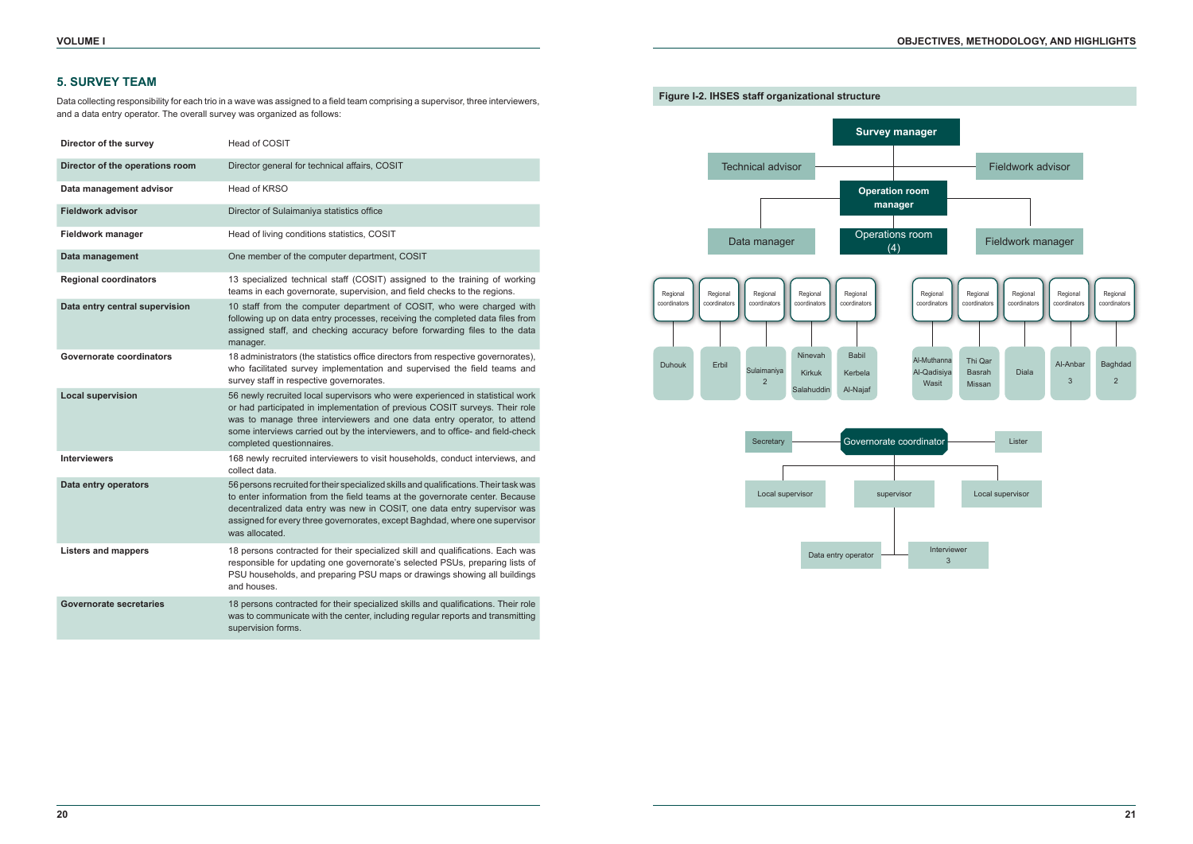## 5. SURVEY TEAM

Data collecting responsibility for each trio in a wave was assigned to a field team comprising a supervisor, three interviewers, and a data entry operator. The overall survey was organized as follows:

| | |
|---|---|
| **Director of the survey** | Head of COSIT |
| **Director of the operations room** | Director general for technical affairs, COSIT |
| **Data management advisor** | Head of KRSO |
| **Fieldwork advisor** | Director of Sulaimaniya statistics office |
| **Fieldwork manager** | Head of living conditions statistics, COSIT |
| **Data management** | One member of the computer department, COSIT |
| **Regional coordinators** | 13 specialized technical staff (COSIT) assigned to the training of working teams in each governorate, supervision, and field checks to the regions. |
| **Data entry central supervision** | 10 staff from the computer department of COSIT, who were charged with following up on data entry processes, receiving the completed data files from assigned staff, and checking accuracy before forwarding files to the data manager. |
| **Governorate coordinators** | 18 administrators (the statistics office directors from respective governorates), who facilitated survey implementation and supervised the field teams and survey staff in respective governorates. |
| **Local supervision** | 56 newly recruited local supervisors who were experienced in statistical work or had participated in implementation of previous COSIT surveys. Their role was to manage three interviewers and one data entry operator, to attend some interviews carried out by the interviewers, and to office- and field-check completed questionnaires. |
| **Interviewers** | 168 newly recruited interviewers to visit households, conduct interviews, and collect data. |
| **Data entry operators** | 56 persons recruited for their specialized skills and qualifications. Their task was to enter information from the field teams at the governorate center. Because decentralized data entry was new in COSIT, one data entry supervisor was assigned for every three governorates, except Baghdad, where one supervisor was allocated. |
| **Listers and mappers** | 18 persons contracted for their specialized skill and qualifications. Each was responsible for updating one governorate's selected PSUs, preparing lists of PSU households, and preparing PSU maps or drawings showing all buildings and houses. |
| **Governorate secretaries** | 18 persons contracted for their specialized skills and qualifications. Their role was to communicate with the center, including regular reports and transmitting supervision forms. |

**Figure I-2. IHSES staff organizational structure**

- Survey manager
  - Technical advisor
  - Fieldwork advisor
  - Operation room manager
    - Data manager
    - Operations room (4)
    - Fieldwork manager
      - Regional coordinators: Duhouk
      - Regional coordinators: Erbil
      - Regional coordinators: Sulaimaniya 2
      - Regional coordinators: Ninevah, Kirkuk, Salahuddin
      - Regional coordinators: Babil, Kerbela, Al-Najaf
      - Regional coordinators: Al-Muthanna, Al-Qadisiya, Wasit
      - Regional coordinators: Thi Qar, Basrah, Missan
      - Regional coordinators: Diala
      - Regional coordinators: Al-Anbar 3
      - Regional coordinators: Baghdad 2

- Governorate coordinator
  - Secretary
  - Lister
  - Local supervisor
  - supervisor
    - Data entry operator
    - Interviewer 3
  - Local supervisor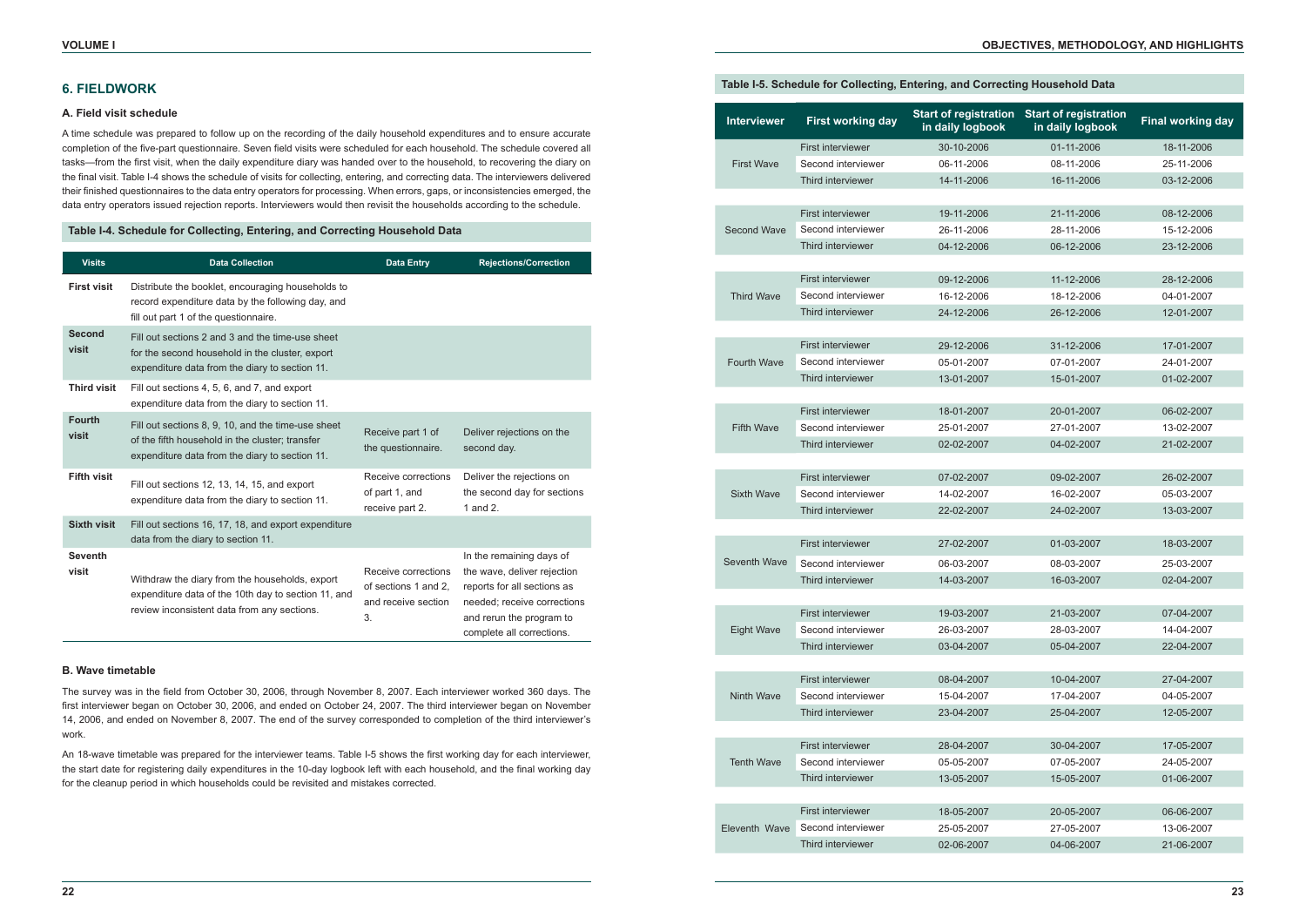## 6. FIELDWORK

### A. Field visit schedule

A time schedule was prepared to follow up on the recording of the daily household expenditures and to ensure accurate completion of the five-part questionnaire. Seven field visits were scheduled for each household. The schedule covered all tasks—from the first visit, when the daily expenditure diary was handed over to the household, to recovering the diary on the final visit. Table I-4 shows the schedule of visits for collecting, entering, and correcting data. The interviewers delivered their finished questionnaires to the data entry operators for processing. When errors, gaps, or inconsistencies emerged, the data entry operators issued rejection reports. Interviewers would then revisit the households according to the schedule.

**Table I-4. Schedule for Collecting, Entering, and Correcting Household Data**

| Visits | Data Collection | Data Entry | Rejections/Correction |
|---|---|---|---|
| **First visit** | Distribute the booklet, encouraging households to record expenditure data by the following day, and fill out part 1 of the questionnaire. | | |
| **Second visit** | Fill out sections 2 and 3 and the time-use sheet for the second household in the cluster, export expenditure data from the diary to section 11. | | |
| **Third visit** | Fill out sections 4, 5, 6, and 7, and export expenditure data from the diary to section 11. | | |
| **Fourth visit** | Fill out sections 8, 9, 10, and the time-use sheet of the fifth household in the cluster; transfer expenditure data from the diary to section 11. | Receive part 1 of the questionnaire. | Deliver rejections on the second day. |
| **Fifth visit** | Fill out sections 12, 13, 14, 15, and export expenditure data from the diary to section 11. | Receive corrections of part 1, and receive part 2. | Deliver the rejections on the second day for sections 1 and 2. |
| **Sixth visit** | Fill out sections 16, 17, 18, and export expenditure data from the diary to section 11. | | |
| **Seventh visit** | Withdraw the diary from the households, export expenditure data of the 10th day to section 11, and review inconsistent data from any sections. | Receive corrections of sections 1 and 2, and receive section 3. | In the remaining days of the wave, deliver rejection reports for all sections as needed; receive corrections and rerun the program to complete all corrections. |

### B. Wave timetable

The survey was in the field from October 30, 2006, through November 8, 2007. Each interviewer worked 360 days. The first interviewer began on October 30, 2006, and ended on October 24, 2007. The third interviewer began on November 14, 2006, and ended on November 8, 2007. The end of the survey corresponded to completion of the third interviewer's work.

An 18-wave timetable was prepared for the interviewer teams. Table I-5 shows the first working day for each interviewer, the start date for registering daily expenditures in the 10-day logbook left with each household, and the final working day for the cleanup period in which households could be revisited and mistakes corrected.

**Table I-5. Schedule for Collecting, Entering, and Correcting Household Data**

| Interviewer | | First working day | Start of registration in daily logbook | Final working day |
|---|---|---|---|---|
| First Wave | First interviewer | 30-10-2006 | 01-11-2006 | 18-11-2006 |
| | Second interviewer | 06-11-2006 | 08-11-2006 | 25-11-2006 |
| | Third interviewer | 14-11-2006 | 16-11-2006 | 03-12-2006 |
| Second Wave | First interviewer | 19-11-2006 | 21-11-2006 | 08-12-2006 |
| | Second interviewer | 26-11-2006 | 28-11-2006 | 15-12-2006 |
| | Third interviewer | 04-12-2006 | 06-12-2006 | 23-12-2006 |
| Third Wave | First interviewer | 09-12-2006 | 11-12-2006 | 28-12-2006 |
| | Second interviewer | 16-12-2006 | 18-12-2006 | 04-01-2007 |
| | Third interviewer | 24-12-2006 | 26-12-2006 | 12-01-2007 |
| Fourth Wave | First interviewer | 29-12-2006 | 31-12-2006 | 17-01-2007 |
| | Second interviewer | 05-01-2007 | 07-01-2007 | 24-01-2007 |
| | Third interviewer | 13-01-2007 | 15-01-2007 | 01-02-2007 |
| Fifth Wave | First interviewer | 18-01-2007 | 20-01-2007 | 06-02-2007 |
| | Second interviewer | 25-01-2007 | 27-01-2007 | 13-02-2007 |
| | Third interviewer | 02-02-2007 | 04-02-2007 | 21-02-2007 |
| Sixth Wave | First interviewer | 07-02-2007 | 09-02-2007 | 26-02-2007 |
| | Second interviewer | 14-02-2007 | 16-02-2007 | 05-03-2007 |
| | Third interviewer | 22-02-2007 | 24-02-2007 | 13-03-2007 |
| Seventh Wave | First interviewer | 27-02-2007 | 01-03-2007 | 18-03-2007 |
| | Second interviewer | 06-03-2007 | 08-03-2007 | 25-03-2007 |
| | Third interviewer | 14-03-2007 | 16-03-2007 | 02-04-2007 |
| Eight Wave | First interviewer | 19-03-2007 | 21-03-2007 | 07-04-2007 |
| | Second interviewer | 26-03-2007 | 28-03-2007 | 14-04-2007 |
| | Third interviewer | 03-04-2007 | 05-04-2007 | 22-04-2007 |
| Ninth Wave | First interviewer | 08-04-2007 | 10-04-2007 | 27-04-2007 |
| | Second interviewer | 15-04-2007 | 17-04-2007 | 04-05-2007 |
| | Third interviewer | 23-04-2007 | 25-04-2007 | 12-05-2007 |
| Tenth Wave | First interviewer | 28-04-2007 | 30-04-2007 | 17-05-2007 |
| | Second interviewer | 05-05-2007 | 07-05-2007 | 24-05-2007 |
| | Third interviewer | 13-05-2007 | 15-05-2007 | 01-06-2007 |
| Eleventh Wave | First interviewer | 18-05-2007 | 20-05-2007 | 06-06-2007 |
| | Second interviewer | 25-05-2007 | 27-05-2007 | 13-06-2007 |
| | Third interviewer | 02-06-2007 | 04-06-2007 | 21-06-2007 |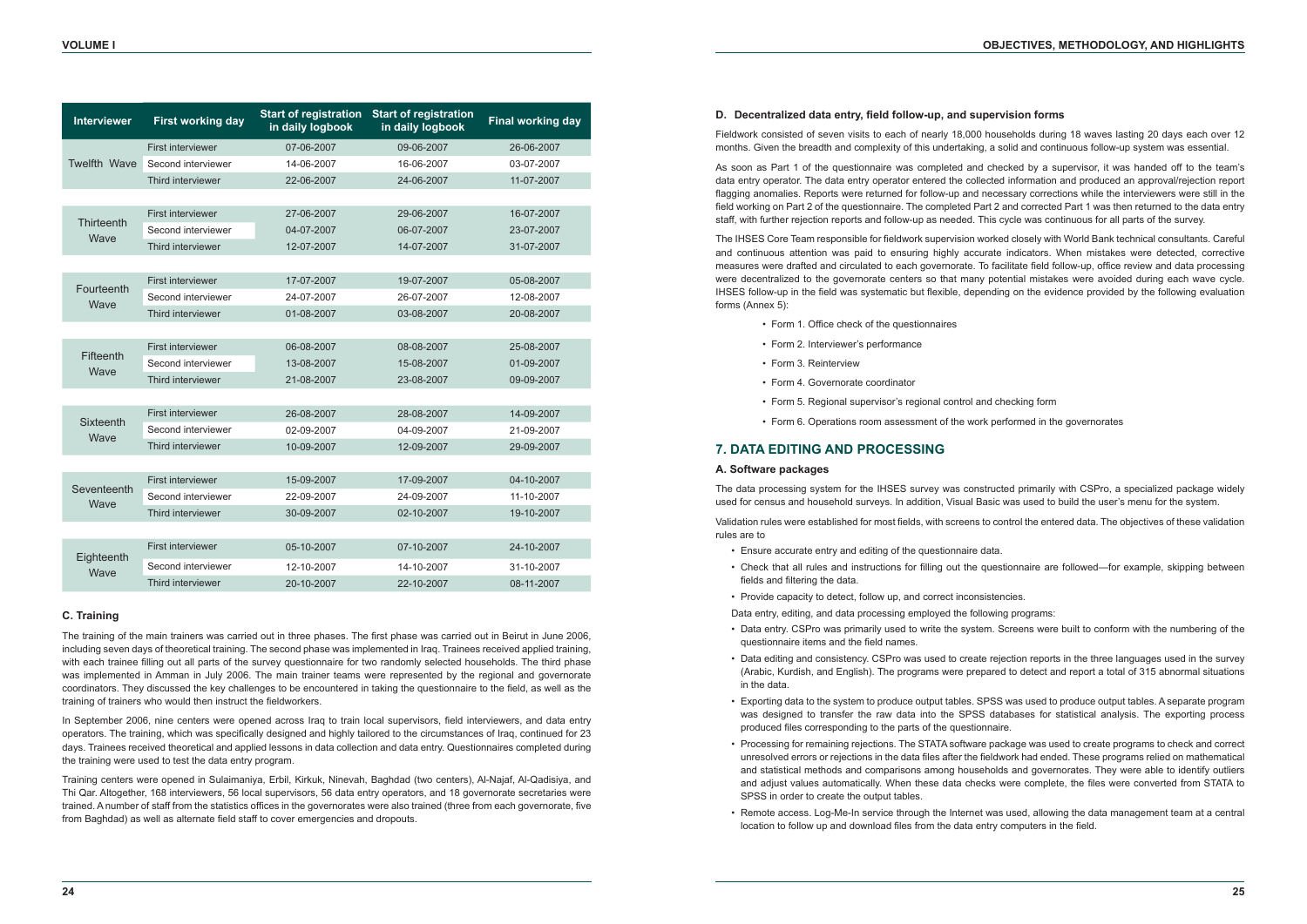| Interviewer | First working day | Start of registration in daily logbook | Start of registration in daily logbook | Final working day |
|---|---|---|---|---|
| Twelfth Wave | First interviewer | 07-06-2007 | 09-06-2007 | 26-06-2007 |
| | Second interviewer | 14-06-2007 | 16-06-2007 | 03-07-2007 |
| | Third interviewer | 22-06-2007 | 24-06-2007 | 11-07-2007 |
| Thirteenth Wave | First interviewer | 27-06-2007 | 29-06-2007 | 16-07-2007 |
| | Second interviewer | 04-07-2007 | 06-07-2007 | 23-07-2007 |
| | Third interviewer | 12-07-2007 | 14-07-2007 | 31-07-2007 |
| Fourteenth Wave | First interviewer | 17-07-2007 | 19-07-2007 | 05-08-2007 |
| | Second interviewer | 24-07-2007 | 26-07-2007 | 12-08-2007 |
| | Third interviewer | 01-08-2007 | 03-08-2007 | 20-08-2007 |
| Fifteenth Wave | First interviewer | 06-08-2007 | 08-08-2007 | 25-08-2007 |
| | Second interviewer | 13-08-2007 | 15-08-2007 | 01-09-2007 |
| | Third interviewer | 21-08-2007 | 23-08-2007 | 09-09-2007 |
| Sixteenth Wave | First interviewer | 26-08-2007 | 28-08-2007 | 14-09-2007 |
| | Second interviewer | 02-09-2007 | 04-09-2007 | 21-09-2007 |
| | Third interviewer | 10-09-2007 | 12-09-2007 | 29-09-2007 |
| Seventeenth Wave | First interviewer | 15-09-2007 | 17-09-2007 | 04-10-2007 |
| | Second interviewer | 22-09-2007 | 24-09-2007 | 11-10-2007 |
| | Third interviewer | 30-09-2007 | 02-10-2007 | 19-10-2007 |
| Eighteenth Wave | First interviewer | 05-10-2007 | 07-10-2007 | 24-10-2007 |
| | Second interviewer | 12-10-2007 | 14-10-2007 | 31-10-2007 |
| | Third interviewer | 20-10-2007 | 22-10-2007 | 08-11-2007 |

### C. Training

The training of the main trainers was carried out in three phases. The first phase was carried out in Beirut in June 2006, including seven days of theoretical training. The second phase was implemented in Iraq. Trainees received applied training, with each trainee filling out all parts of the survey questionnaire for two randomly selected households. The third phase was implemented in Amman in July 2006. The main trainer teams were represented by the regional and governorate coordinators. They discussed the key challenges to be encountered in taking the questionnaire to the field, as well as the training of trainers who would then instruct the fieldworkers.

In September 2006, nine centers were opened across Iraq to train local supervisors, field interviewers, and data entry operators. The training, which was specifically designed and highly tailored to the circumstances of Iraq, continued for 23 days. Trainees received theoretical and applied lessons in data collection and data entry. Questionnaires completed during the training were used to test the data entry program.

Training centers were opened in Sulaimaniya, Erbil, Kirkuk, Ninevah, Baghdad (two centers), Al-Najaf, Al-Qadisiya, and Thi Qar. Altogether, 168 interviewers, 56 local supervisors, 56 data entry operators, and 18 governorate secretaries were trained. A number of staff from the statistics offices in the governorates were also trained (three from each governorate, five from Baghdad) as well as alternate field staff to cover emergencies and dropouts.

### D. Decentralized data entry, field follow-up, and supervision forms

Fieldwork consisted of seven visits to each of nearly 18,000 households during 18 waves lasting 20 days each over 12 months. Given the breadth and complexity of this undertaking, a solid and continuous follow-up system was essential.

As soon as Part 1 of the questionnaire was completed and checked by a supervisor, it was handed off to the team's data entry operator. The data entry operator entered the collected information and produced an approval/rejection report flagging anomalies. Reports were returned for follow-up and necessary corrections while the interviewers were still in the field working on Part 2 of the questionnaire. The completed Part 2 and corrected Part 1 was then returned to the data entry staff, with further rejection reports and follow-up as needed. This cycle was continuous for all parts of the survey.

The IHSES Core Team responsible for fieldwork supervision worked closely with World Bank technical consultants. Careful and continuous attention was paid to ensuring highly accurate indicators. When mistakes were detected, corrective measures were drafted and circulated to each governorate. To facilitate field follow-up, office review and data processing were decentralized to the governorate centers so that many potential mistakes were avoided during each wave cycle. IHSES follow-up in the field was systematic but flexible, depending on the evidence provided by the following evaluation forms (Annex 5):

- Form 1. Office check of the questionnaires
- Form 2. Interviewer's performance
- Form 3. Reinterview
- Form 4. Governorate coordinator
- Form 5. Regional supervisor's regional control and checking form
- Form 6. Operations room assessment of the work performed in the governorates

## 7. DATA EDITING AND PROCESSING

### A. Software packages

The data processing system for the IHSES survey was constructed primarily with CSPro, a specialized package widely used for census and household surveys. In addition, Visual Basic was used to build the user's menu for the system.

Validation rules were established for most fields, with screens to control the entered data. The objectives of these validation rules are to

- Ensure accurate entry and editing of the questionnaire data.
- Check that all rules and instructions for filling out the questionnaire are followed—for example, skipping between fields and filtering the data.
- Provide capacity to detect, follow up, and correct inconsistencies.

Data entry, editing, and data processing employed the following programs:

- Data entry. CSPro was primarily used to write the system. Screens were built to conform with the numbering of the questionnaire items and the field names.
- Data editing and consistency. CSPro was used to create rejection reports in the three languages used in the survey (Arabic, Kurdish, and English). The programs were prepared to detect and report a total of 315 abnormal situations in the data.
- Exporting data to the system to produce output tables. SPSS was used to produce output tables. A separate program was designed to transfer the raw data into the SPSS databases for statistical analysis. The exporting process produced files corresponding to the parts of the questionnaire.
- Processing for remaining rejections. The STATA software package was used to create programs to check and correct unresolved errors or rejections in the data files after the fieldwork had ended. These programs relied on mathematical and statistical methods and comparisons among households and governorates. They were able to identify outliers and adjust values automatically. When these data checks were complete, the files were converted from STATA to SPSS in order to create the output tables.
- Remote access. Log-Me-In service through the Internet was used, allowing the data management team at a central location to follow up and download files from the data entry computers in the field.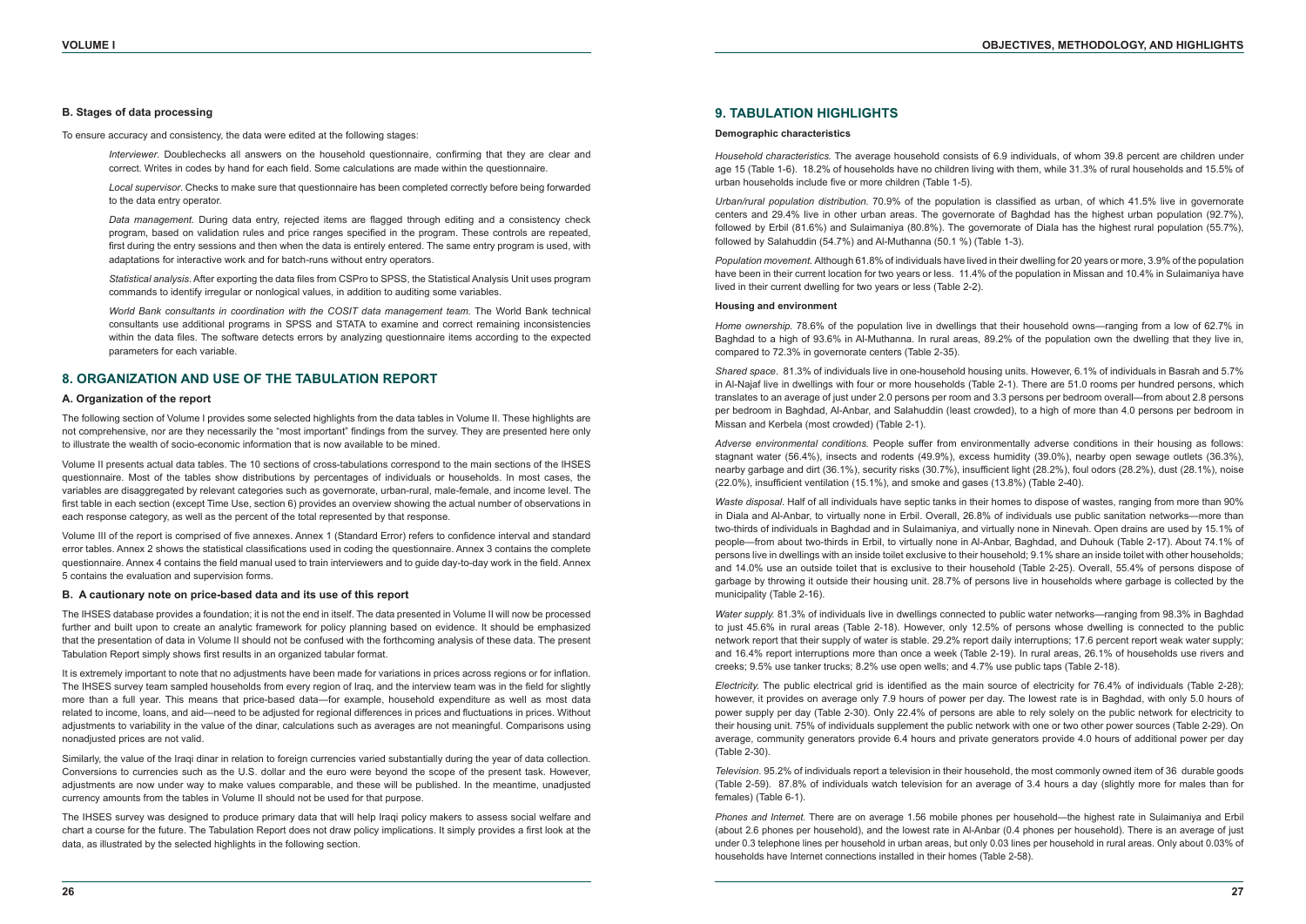### B. Stages of data processing

To ensure accuracy and consistency, the data were edited at the following stages:

*Interviewer*. Doublechecks all answers on the household questionnaire, confirming that they are clear and correct. Writes in codes by hand for each field. Some calculations are made within the questionnaire.

*Local supervisor*. Checks to make sure that questionnaire has been completed correctly before being forwarded to the data entry operator.

*Data management*. During data entry, rejected items are flagged through editing and a consistency check program, based on validation rules and price ranges specified in the program. These controls are repeated, first during the entry sessions and then when the data is entirely entered. The same entry program is used, with adaptations for interactive work and for batch-runs without entry operators.

*Statistical analysis*. After exporting the data files from CSPro to SPSS, the Statistical Analysis Unit uses program commands to identify irregular or nonlogical values, in addition to auditing some variables.

*World Bank consultants in coordination with the COSIT data management team.* The World Bank technical consultants use additional programs in SPSS and STATA to examine and correct remaining inconsistencies within the data files. The software detects errors by analyzing questionnaire items according to the expected parameters for each variable.

## 8. ORGANIZATION AND USE OF THE TABULATION REPORT

### A. Organization of the report

The following section of Volume I provides some selected highlights from the data tables in Volume II. These highlights are not comprehensive, nor are they necessarily the "most important" findings from the survey. They are presented here only to illustrate the wealth of socio-economic information that is now available to be mined.

Volume II presents actual data tables. The 10 sections of cross-tabulations correspond to the main sections of the IHSES questionnaire. Most of the tables show distributions by percentages of individuals or households. In most cases, the variables are disaggregated by relevant categories such as governorate, urban-rural, male-female, and income level. The first table in each section (except Time Use, section 6) provides an overview showing the actual number of observations in each response category, as well as the percent of the total represented by that response.

Volume III of the report is comprised of five annexes. Annex 1 (Standard Error) refers to confidence interval and standard error tables. Annex 2 shows the statistical classifications used in coding the questionnaire. Annex 3 contains the complete questionnaire. Annex 4 contains the field manual used to train interviewers and to guide day-to-day work in the field. Annex 5 contains the evaluation and supervision forms.

### B. A cautionary note on price-based data and its use of this report

The IHSES database provides a foundation; it is not the end in itself. The data presented in Volume II will now be processed further and built upon to create an analytic framework for policy planning based on evidence. It should be emphasized that the presentation of data in Volume II should not be confused with the forthcoming analysis of these data. The present Tabulation Report simply shows first results in an organized tabular format.

It is extremely important to note that no adjustments have been made for variations in prices across regions or for inflation. The IHSES survey team sampled households from every region of Iraq, and the interview team was in the field for slightly more than a full year. This means that price-based data—for example, household expenditure as well as most data related to income, loans, and aid—need to be adjusted for regional differences in prices and fluctuations in prices. Without adjustments to variability in the value of the dinar, calculations such as averages are not meaningful. Comparisons using nonadjusted prices are not valid.

Similarly, the value of the Iraqi dinar in relation to foreign currencies varied substantially during the year of data collection. Conversions to currencies such as the U.S. dollar and the euro were beyond the scope of the present task. However, adjustments are now under way to make values comparable, and these will be published. In the meantime, unadjusted currency amounts from the tables in Volume II should not be used for that purpose.

The IHSES survey was designed to produce primary data that will help Iraqi policy makers to assess social welfare and chart a course for the future. The Tabulation Report does not draw policy implications. It simply provides a first look at the data, as illustrated by the selected highlights in the following section.

## 9. TABULATION HIGHLIGHTS

### Demographic characteristics

*Household characteristics.* The average household consists of 6.9 individuals, of whom 39.8 percent are children under age 15 (Table 1-6). 18.2% of households have no children living with them, while 31.3% of rural households and 15.5% of urban households include five or more children (Table 1-5).

*Urban/rural population distribution.* 70.9% of the population is classified as urban, of which 41.5% live in governorate centers and 29.4% live in other urban areas. The governorate of Baghdad has the highest urban population (92.7%), followed by Erbil (81.6%) and Sulaimaniya (80.8%). The governorate of Diala has the highest rural population (55.7%), followed by Salahuddin (54.7%) and Al-Muthanna (50.1 %) (Table 1-3).

*Population movement.* Although 61.8% of individuals have lived in their dwelling for 20 years or more, 3.9% of the population have been in their current location for two years or less. 11.4% of the population in Missan and 10.4% in Sulaimaniya have lived in their current dwelling for two years or less (Table 2-2).

### Housing and environment

*Home ownership.* 78.6% of the population live in dwellings that their household owns—ranging from a low of 62.7% in Baghdad to a high of 93.6% in Al-Muthanna. In rural areas, 89.2% of the population own the dwelling that they live in, compared to 72.3% in governorate centers (Table 2-35).

*Shared space*. 81.3% of individuals live in one-household housing units. However, 6.1% of individuals in Basrah and 5.7% in Al-Najaf live in dwellings with four or more households (Table 2-1). There are 51.0 rooms per hundred persons, which translates to an average of just under 2.0 persons per room and 3.3 persons per bedroom overall—from about 2.8 persons per bedroom in Baghdad, Al-Anbar, and Salahuddin (least crowded), to a high of more than 4.0 persons per bedroom in Missan and Kerbela (most crowded) (Table 2-1).

*Adverse environmental conditions.* People suffer from environmentally adverse conditions in their housing as follows: stagnant water (56.4%), insects and rodents (49.9%), excess humidity (39.0%), nearby open sewage outlets (36.3%), nearby garbage and dirt (36.1%), security risks (30.7%), insufficient light (28.2%), foul odors (28.2%), dust (28.1%), noise (22.0%), insufficient ventilation (15.1%), and smoke and gases (13.8%) (Table 2-40).

*Waste disposal*. Half of all individuals have septic tanks in their homes to dispose of wastes, ranging from more than 90% in Diala and Al-Anbar, to virtually none in Erbil. Overall, 26.8% of individuals use public sanitation networks—more than two-thirds of individuals in Baghdad and in Sulaimaniya, and virtually none in Ninevah. Open drains are used by 15.1% of people—from about two-thirds in Erbil, to virtually none in Al-Anbar, Baghdad, and Duhouk (Table 2-17). About 74.1% of persons live in dwellings with an inside toilet exclusive to their household; 9.1% share an inside toilet with other households; and 14.0% use an outside toilet that is exclusive to their household (Table 2-25). Overall, 55.4% of persons dispose of garbage by throwing it outside their housing unit. 28.7% of persons live in households where garbage is collected by the municipality (Table 2-16).

*Water supply.* 81.3% of individuals live in dwellings connected to public water networks—ranging from 98.3% in Baghdad to just 45.6% in rural areas (Table 2-18). However, only 12.5% of persons whose dwelling is connected to the public network report that their supply of water is stable. 29.2% report daily interruptions; 17.6 percent report weak water supply; and 16.4% report interruptions more than once a week (Table 2-19). In rural areas, 26.1% of households use rivers and creeks; 9.5% use tanker trucks; 8.2% use open wells; and 4.7% use public taps (Table 2-18).

*Electricity.* The public electrical grid is identified as the main source of electricity for 76.4% of individuals (Table 2-28); however, it provides on average only 7.9 hours of power per day. The lowest rate is in Baghdad, with only 5.0 hours of power supply per day (Table 2-30). Only 22.4% of persons are able to rely solely on the public network for electricity to their housing unit. 75% of individuals supplement the public network with one or two other power sources (Table 2-29). On average, community generators provide 6.4 hours and private generators provide 4.0 hours of additional power per day (Table 2-30).

*Television.* 95.2% of individuals report a television in their household, the most commonly owned item of 36 durable goods (Table 2-59). 87.8% of individuals watch television for an average of 3.4 hours a day (slightly more for males than for females) (Table 6-1).

*Phones and Internet.* There are on average 1.56 mobile phones per household—the highest rate in Sulaimaniya and Erbil (about 2.6 phones per household), and the lowest rate in Al-Anbar (0.4 phones per household). There is an average of just under 0.3 telephone lines per household in urban areas, but only 0.03 lines per household in rural areas. Only about 0.03% of households have Internet connections installed in their homes (Table 2-58).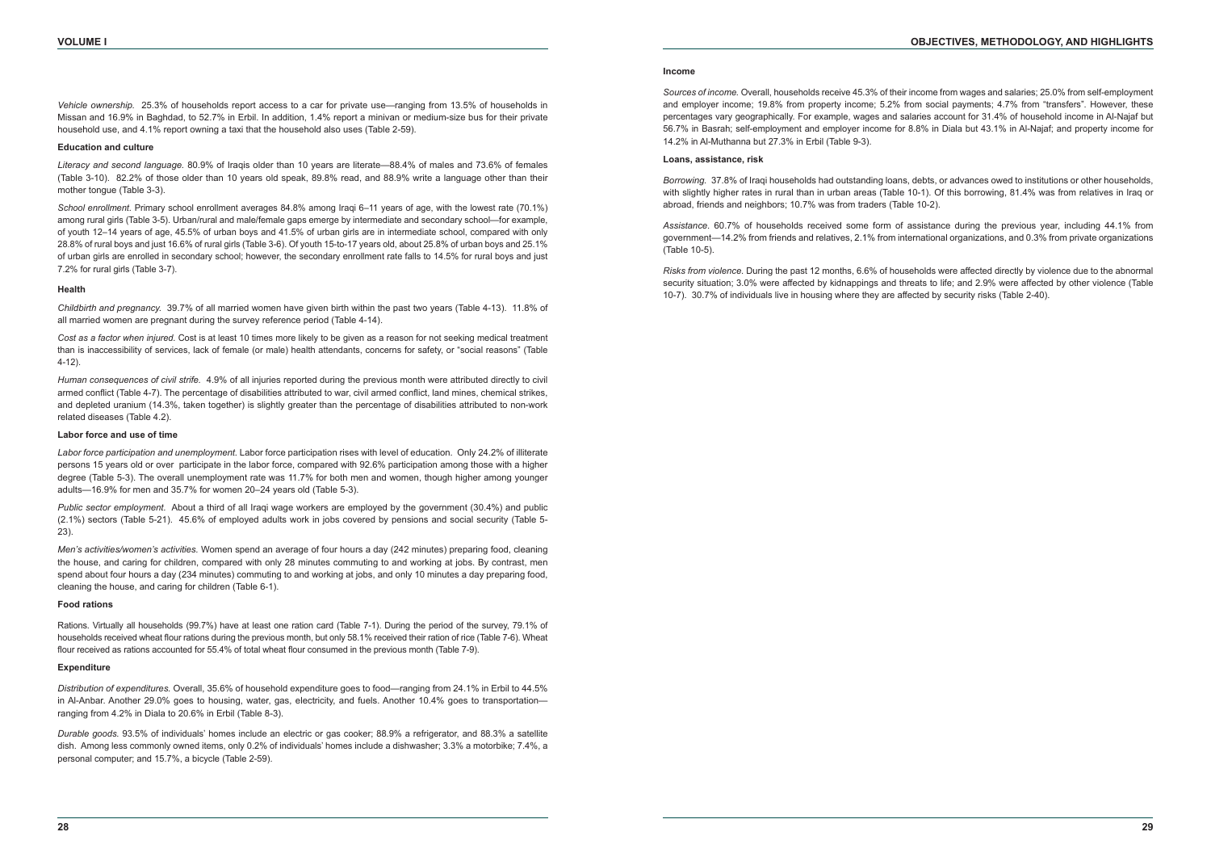*Vehicle ownership.* 25.3% of households report access to a car for private use—ranging from 13.5% of households in Missan and 16.9% in Baghdad, to 52.7% in Erbil. In addition, 1.4% report a minivan or medium-size bus for their private household use, and 4.1% report owning a taxi that the household also uses (Table 2-59).

#### Education and culture

*Literacy and second language.* 80.9% of Iraqis older than 10 years are literate—88.4% of males and 73.6% of females (Table 3-10). 82.2% of those older than 10 years old speak, 89.8% read, and 88.9% write a language other than their mother tongue (Table 3-3).

*School enrollment.* Primary school enrollment averages 84.8% among Iraqi 6–11 years of age, with the lowest rate (70.1%) among rural girls (Table 3-5). Urban/rural and male/female gaps emerge by intermediate and secondary school—for example, of youth 12–14 years of age, 45.5% of urban boys and 41.5% of urban girls are in intermediate school, compared with only 28.8% of rural boys and just 16.6% of rural girls (Table 3-6). Of youth 15-to-17 years old, about 25.8% of urban boys and 25.1% of urban girls are enrolled in secondary school; however, the secondary enrollment rate falls to 14.5% for rural boys and just 7.2% for rural girls (Table 3-7).

#### Health

*Childbirth and pregnancy.* 39.7% of all married women have given birth within the past two years (Table 4-13). 11.8% of all married women are pregnant during the survey reference period (Table 4-14).

*Cost as a factor when injured.* Cost is at least 10 times more likely to be given as a reason for not seeking medical treatment than is inaccessibility of services, lack of female (or male) health attendants, concerns for safety, or "social reasons" (Table 4-12).

*Human consequences of civil strife.* 4.9% of all injuries reported during the previous month were attributed directly to civil armed conflict (Table 4-7). The percentage of disabilities attributed to war, civil armed conflict, land mines, chemical strikes, and depleted uranium (14.3%, taken together) is slightly greater than the percentage of disabilities attributed to non-work related diseases (Table 4.2).

#### Labor force and use of time

*Labor force participation and unemployment.* Labor force participation rises with level of education. Only 24.2% of illiterate persons 15 years old or over participate in the labor force, compared with 92.6% participation among those with a higher degree (Table 5-3). The overall unemployment rate was 11.7% for both men and women, though higher among younger adults—16.9% for men and 35.7% for women 20–24 years old (Table 5-3).

*Public sector employment.* About a third of all Iraqi wage workers are employed by the government (30.4%) and public (2.1%) sectors (Table 5-21). 45.6% of employed adults work in jobs covered by pensions and social security (Table 5-23).

*Men's activities/women's activities.* Women spend an average of four hours a day (242 minutes) preparing food, cleaning the house, and caring for children, compared with only 28 minutes commuting to and working at jobs. By contrast, men spend about four hours a day (234 minutes) commuting to and working at jobs, and only 10 minutes a day preparing food, cleaning the house, and caring for children (Table 6-1).

#### Food rations

Rations. Virtually all households (99.7%) have at least one ration card (Table 7-1). During the period of the survey, 79.1% of households received wheat flour rations during the previous month, but only 58.1% received their ration of rice (Table 7-6). Wheat flour received as rations accounted for 55.4% of total wheat flour consumed in the previous month (Table 7-9).

#### Expenditure

*Distribution of expenditures.* Overall, 35.6% of household expenditure goes to food—ranging from 24.1% in Erbil to 44.5% in Al-Anbar. Another 29.0% goes to housing, water, gas, electricity, and fuels. Another 10.4% goes to transportation—ranging from 4.2% in Diala to 20.6% in Erbil (Table 8-3).

*Durable goods.* 93.5% of individuals' homes include an electric or gas cooker; 88.9% a refrigerator, and 88.3% a satellite dish. Among less commonly owned items, only 0.2% of individuals' homes include a dishwasher; 3.3% a motorbike; 7.4%, a personal computer; and 15.7%, a bicycle (Table 2-59).

#### Income

*Sources of income.* Overall, households receive 45.3% of their income from wages and salaries; 25.0% from self-employment and employer income; 19.8% from property income; 5.2% from social payments; 4.7% from "transfers". However, these percentages vary geographically. For example, wages and salaries account for 31.4% of household income in Al-Najaf but 56.7% in Basrah; self-employment and employer income for 8.8% in Diala but 43.1% in Al-Najaf; and property income for 14.2% in Al-Muthanna but 27.3% in Erbil (Table 9-3).

#### Loans, assistance, risk

*Borrowing.* 37.8% of Iraqi households had outstanding loans, debts, or advances owed to institutions or other households, with slightly higher rates in rural than in urban areas (Table 10-1). Of this borrowing, 81.4% was from relatives in Iraq or abroad, friends and neighbors; 10.7% was from traders (Table 10-2).

*Assistance.* 60.7% of households received some form of assistance during the previous year, including 44.1% from government—14.2% from friends and relatives, 2.1% from international organizations, and 0.3% from private organizations (Table 10-5).

*Risks from violence.* During the past 12 months, 6.6% of households were affected directly by violence due to the abnormal security situation; 3.0% were affected by kidnappings and threats to life; and 2.9% were affected by other violence (Table 10-7). 30.7% of individuals live in housing where they are affected by security risks (Table 2-40).